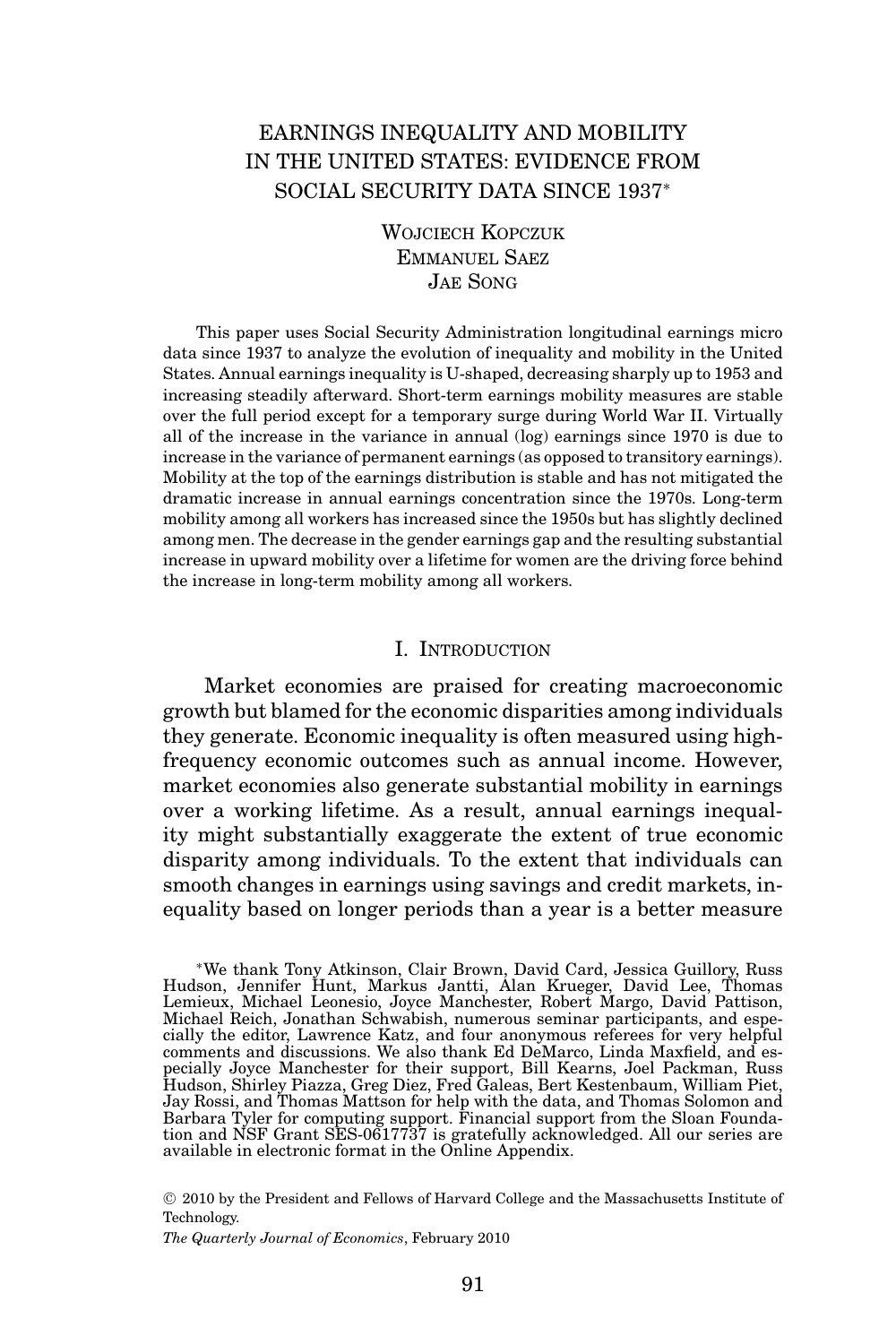# EARNINGS INEQUALITY AND MOBILITY IN THE UNITED STATES: EVIDENCE FROM SOCIAL SECURITY DATA SINCE 1937*

WOJCIECH KOPCZUK
EMMANUEL SAEZ
JAE SONG

This paper uses Social Security Administration longitudinal earnings micro data since 1937 to analyze the evolution of inequality and mobility in the United States. Annual earnings inequality is U-shaped, decreasing sharply up to 1953 and increasing steadily afterward. Short-term earnings mobility measures are stable over the full period except for a temporary surge during World War II. Virtually all of the increase in the variance in annual (log) earnings since 1970 is due to increase in the variance of permanent earnings (as opposed to transitory earnings). Mobility at the top of the earnings distribution is stable and has not mitigated the dramatic increase in annual earnings concentration since the 1970s. Long-term mobility among all workers has increased since the 1950s but has slightly declined among men. The decrease in the gender earnings gap and the resulting substantial increase in upward mobility over a lifetime for women are the driving force behind the increase in long-term mobility among all workers.

## I. INTRODUCTION

Market economies are praised for creating macroeconomic growth but blamed for the economic disparities among individuals they generate. Economic inequality is often measured using high-frequency economic outcomes such as annual income. However, market economies also generate substantial mobility in earnings over a working lifetime. As a result, annual earnings inequality might substantially exaggerate the extent of true economic disparity among individuals. To the extent that individuals can smooth changes in earnings using savings and credit markets, inequality based on longer periods than a year is a better measure

*We thank Tony Atkinson, Clair Brown, David Card, Jessica Guillory, Russ Hudson, Jennifer Hunt, Markus Jantti, Alan Krueger, David Lee, Thomas Lemieux, Michael Leonesio, Joyce Manchester, Robert Margo, David Pattison, Michael Reich, Jonathan Schwabish, numerous seminar participants, and especially the editor, Lawrence Katz, and four anonymous referees for very helpful comments and discussions. We also thank Ed DeMarco, Linda Maxfield, and especially Joyce Manchester for their support, Bill Kearns, Joel Packman, Russ Hudson, Shirley Piazza, Greg Diez, Fred Galeas, Bert Kestenbaum, William Piet, Jay Rossi, and Thomas Mattson for help with the data, and Thomas Solomon and Barbara Tyler for computing support. Financial support from the Sloan Foundation and NSF Grant SES-0617737 is gratefully acknowledged. All our series are available in electronic format in the Online Appendix.

© 2010 by the President and Fellows of Harvard College and the Massachusetts Institute of Technology.
*The Quarterly Journal of Economics*, February 2010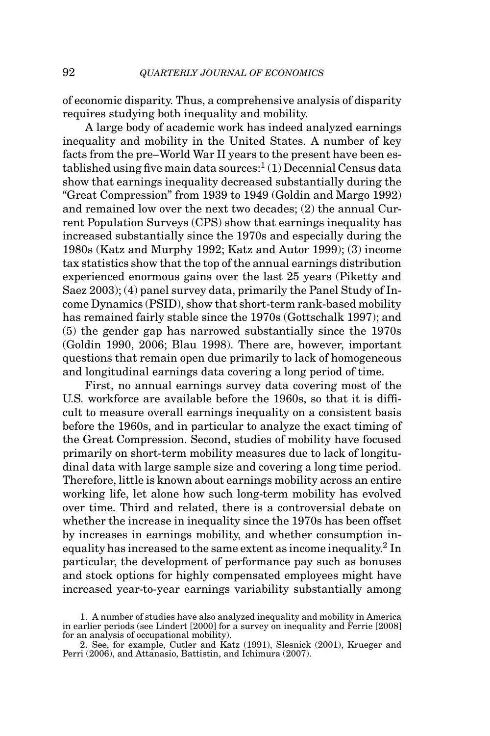of economic disparity. Thus, a comprehensive analysis of disparity requires studying both inequality and mobility.

A large body of academic work has indeed analyzed earnings inequality and mobility in the United States. A number of key facts from the pre–World War II years to the present have been established using five main data sources:[1] (1) Decennial Census data show that earnings inequality decreased substantially during the "Great Compression" from 1939 to 1949 (Goldin and Margo 1992) and remained low over the next two decades; (2) the annual Current Population Surveys (CPS) show that earnings inequality has increased substantially since the 1970s and especially during the 1980s (Katz and Murphy 1992; Katz and Autor 1999); (3) income tax statistics show that the top of the annual earnings distribution experienced enormous gains over the last 25 years (Piketty and Saez 2003); (4) panel survey data, primarily the Panel Study of Income Dynamics (PSID), show that short-term rank-based mobility has remained fairly stable since the 1970s (Gottschalk 1997); and (5) the gender gap has narrowed substantially since the 1970s (Goldin 1990, 2006; Blau 1998). There are, however, important questions that remain open due primarily to lack of homogeneous and longitudinal earnings data covering a long period of time.

First, no annual earnings survey data covering most of the U.S. workforce are available before the 1960s, so that it is difficult to measure overall earnings inequality on a consistent basis before the 1960s, and in particular to analyze the exact timing of the Great Compression. Second, studies of mobility have focused primarily on short-term mobility measures due to lack of longitudinal data with large sample size and covering a long time period. Therefore, little is known about earnings mobility across an entire working life, let alone how such long-term mobility has evolved over time. Third and related, there is a controversial debate on whether the increase in inequality since the 1970s has been offset by increases in earnings mobility, and whether consumption inequality has increased to the same extent as income inequality.[2] In particular, the development of performance pay such as bonuses and stock options for highly compensated employees might have increased year-to-year earnings variability substantially among

1. A number of studies have also analyzed inequality and mobility in America in earlier periods (see Lindert [2000] for a survey on inequality and Ferrie [2008] for an analysis of occupational mobility).

2. See, for example, Cutler and Katz (1991), Slesnick (2001), Krueger and Perri (2006), and Attanasio, Battistin, and Ichimura (2007).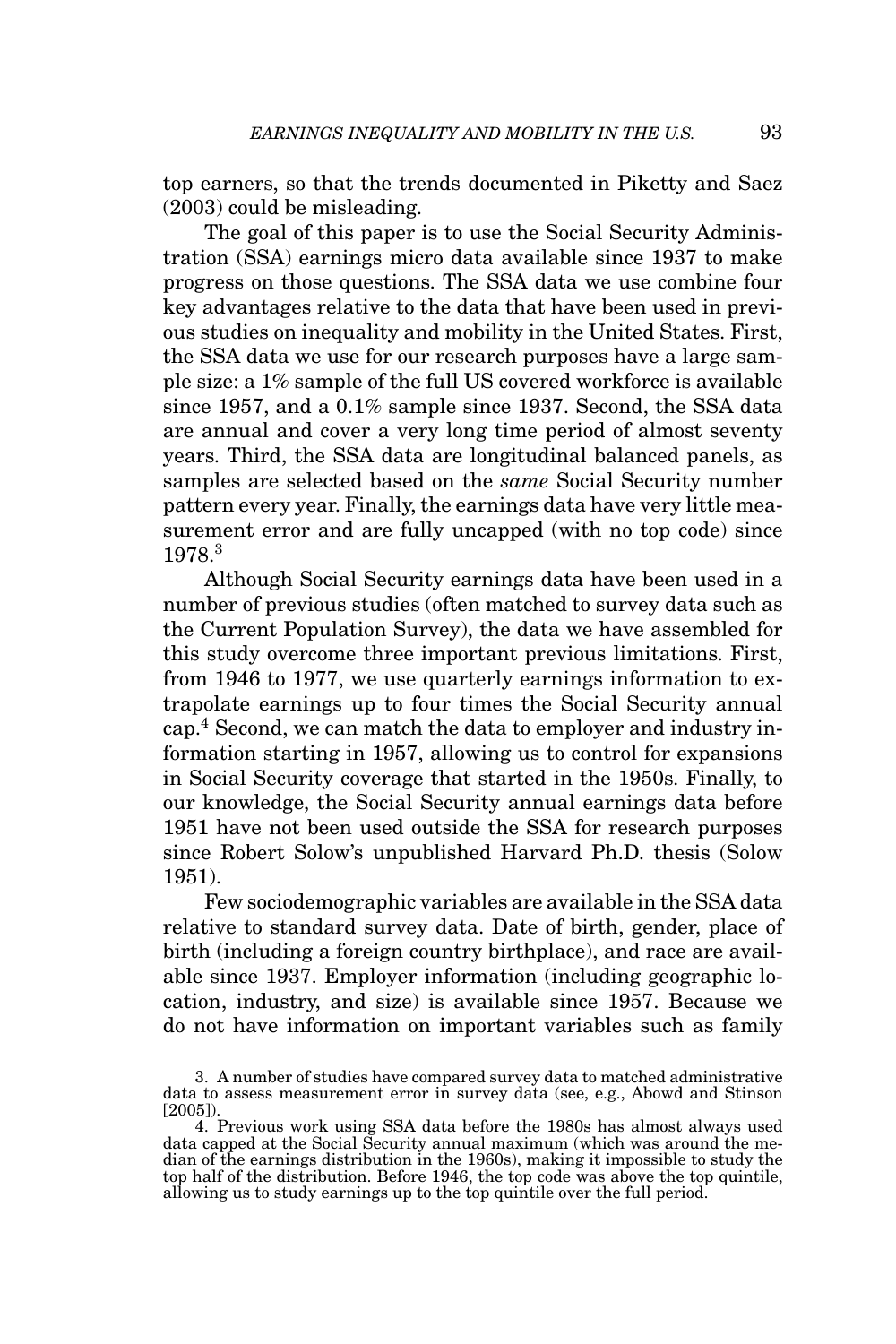top earners, so that the trends documented in Piketty and Saez (2003) could be misleading.

The goal of this paper is to use the Social Security Administration (SSA) earnings micro data available since 1937 to make progress on those questions. The SSA data we use combine four key advantages relative to the data that have been used in previous studies on inequality and mobility in the United States. First, the SSA data we use for our research purposes have a large sample size: a 1% sample of the full US covered workforce is available since 1957, and a 0.1% sample since 1937. Second, the SSA data are annual and cover a very long time period of almost seventy years. Third, the SSA data are longitudinal balanced panels, as samples are selected based on the *same* Social Security number pattern every year. Finally, the earnings data have very little measurement error and are fully uncapped (with no top code) since 1978.[3]

Although Social Security earnings data have been used in a number of previous studies (often matched to survey data such as the Current Population Survey), the data we have assembled for this study overcome three important previous limitations. First, from 1946 to 1977, we use quarterly earnings information to extrapolate earnings up to four times the Social Security annual cap.[4] Second, we can match the data to employer and industry information starting in 1957, allowing us to control for expansions in Social Security coverage that started in the 1950s. Finally, to our knowledge, the Social Security annual earnings data before 1951 have not been used outside the SSA for research purposes since Robert Solow's unpublished Harvard Ph.D. thesis (Solow 1951).

Few sociodemographic variables are available in the SSA data relative to standard survey data. Date of birth, gender, place of birth (including a foreign country birthplace), and race are available since 1937. Employer information (including geographic location, industry, and size) is available since 1957. Because we do not have information on important variables such as family

3. A number of studies have compared survey data to matched administrative data to assess measurement error in survey data (see, e.g., Abowd and Stinson [2005]).

4. Previous work using SSA data before the 1980s has almost always used data capped at the Social Security annual maximum (which was around the median of the earnings distribution in the 1960s), making it impossible to study the top half of the distribution. Before 1946, the top code was above the top quintile, allowing us to study earnings up to the top quintile over the full period.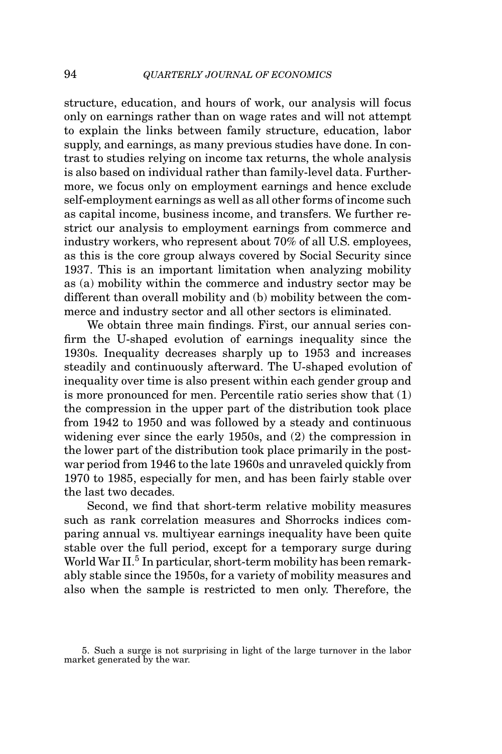structure, education, and hours of work, our analysis will focus only on earnings rather than on wage rates and will not attempt to explain the links between family structure, education, labor supply, and earnings, as many previous studies have done. In contrast to studies relying on income tax returns, the whole analysis is also based on individual rather than family-level data. Furthermore, we focus only on employment earnings and hence exclude self-employment earnings as well as all other forms of income such as capital income, business income, and transfers. We further restrict our analysis to employment earnings from commerce and industry workers, who represent about 70% of all U.S. employees, as this is the core group always covered by Social Security since 1937. This is an important limitation when analyzing mobility as (a) mobility within the commerce and industry sector may be different than overall mobility and (b) mobility between the commerce and industry sector and all other sectors is eliminated.

We obtain three main findings. First, our annual series confirm the U-shaped evolution of earnings inequality since the 1930s. Inequality decreases sharply up to 1953 and increases steadily and continuously afterward. The U-shaped evolution of inequality over time is also present within each gender group and is more pronounced for men. Percentile ratio series show that (1) the compression in the upper part of the distribution took place from 1942 to 1950 and was followed by a steady and continuous widening ever since the early 1950s, and (2) the compression in the lower part of the distribution took place primarily in the postwar period from 1946 to the late 1960s and unraveled quickly from 1970 to 1985, especially for men, and has been fairly stable over the last two decades.

Second, we find that short-term relative mobility measures such as rank correlation measures and Shorrocks indices comparing annual vs. multiyear earnings inequality have been quite stable over the full period, except for a temporary surge during World War II.[5] In particular, short-term mobility has been remarkably stable since the 1950s, for a variety of mobility measures and also when the sample is restricted to men only. Therefore, the

5. Such a surge is not surprising in light of the large turnover in the labor market generated by the war.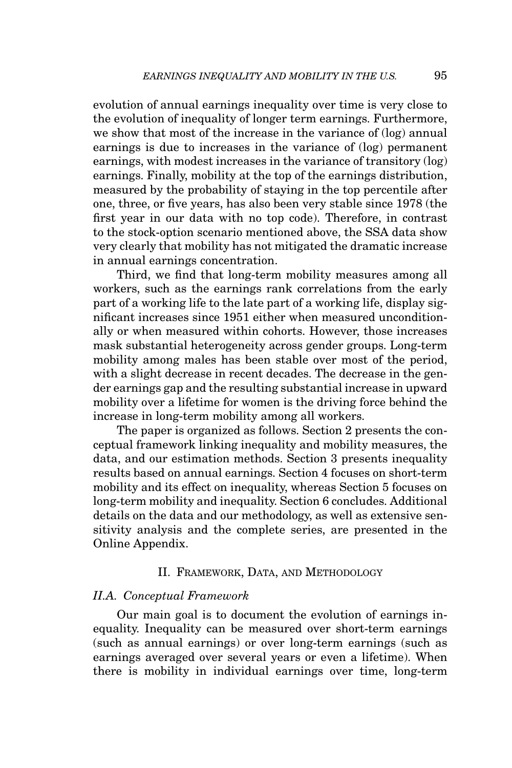evolution of annual earnings inequality over time is very close to the evolution of inequality of longer term earnings. Furthermore, we show that most of the increase in the variance of (log) annual earnings is due to increases in the variance of (log) permanent earnings, with modest increases in the variance of transitory (log) earnings. Finally, mobility at the top of the earnings distribution, measured by the probability of staying in the top percentile after one, three, or five years, has also been very stable since 1978 (the first year in our data with no top code). Therefore, in contrast to the stock-option scenario mentioned above, the SSA data show very clearly that mobility has not mitigated the dramatic increase in annual earnings concentration.

Third, we find that long-term mobility measures among all workers, such as the earnings rank correlations from the early part of a working life to the late part of a working life, display significant increases since 1951 either when measured unconditionally or when measured within cohorts. However, those increases mask substantial heterogeneity across gender groups. Long-term mobility among males has been stable over most of the period, with a slight decrease in recent decades. The decrease in the gender earnings gap and the resulting substantial increase in upward mobility over a lifetime for women is the driving force behind the increase in long-term mobility among all workers.

The paper is organized as follows. Section 2 presents the conceptual framework linking inequality and mobility measures, the data, and our estimation methods. Section 3 presents inequality results based on annual earnings. Section 4 focuses on short-term mobility and its effect on inequality, whereas Section 5 focuses on long-term mobility and inequality. Section 6 concludes. Additional details on the data and our methodology, as well as extensive sensitivity analysis and the complete series, are presented in the Online Appendix.

## II. Framework, Data, and Methodology

### *II.A. Conceptual Framework*

Our main goal is to document the evolution of earnings inequality. Inequality can be measured over short-term earnings (such as annual earnings) or over long-term earnings (such as earnings averaged over several years or even a lifetime). When there is mobility in individual earnings over time, long-term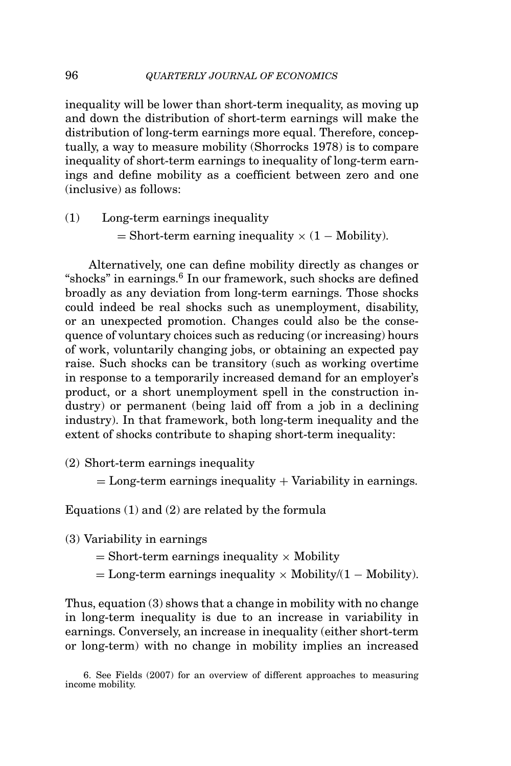inequality will be lower than short-term inequality, as moving up and down the distribution of short-term earnings will make the distribution of long-term earnings more equal. Therefore, conceptually, a way to measure mobility (Shorrocks 1978) is to compare inequality of short-term earnings to inequality of long-term earnings and define mobility as a coefficient between zero and one (inclusive) as follows:

(1) Long-term earnings inequality
= Short-term earning inequality × (1 − Mobility).

Alternatively, one can define mobility directly as changes or "shocks" in earnings.[6] In our framework, such shocks are defined broadly as any deviation from long-term earnings. Those shocks could indeed be real shocks such as unemployment, disability, or an unexpected promotion. Changes could also be the consequence of voluntary choices such as reducing (or increasing) hours of work, voluntarily changing jobs, or obtaining an expected pay raise. Such shocks can be transitory (such as working overtime in response to a temporarily increased demand for an employer's product, or a short unemployment spell in the construction industry) or permanent (being laid off from a job in a declining industry). In that framework, both long-term inequality and the extent of shocks contribute to shaping short-term inequality:

(2) Short-term earnings inequality
= Long-term earnings inequality + Variability in earnings.

Equations (1) and (2) are related by the formula

(3) Variability in earnings
= Short-term earnings inequality × Mobility
= Long-term earnings inequality × Mobility/(1 − Mobility).

Thus, equation (3) shows that a change in mobility with no change in long-term inequality is due to an increase in variability in earnings. Conversely, an increase in inequality (either short-term or long-term) with no change in mobility implies an increased

6. See Fields (2007) for an overview of different approaches to measuring income mobility.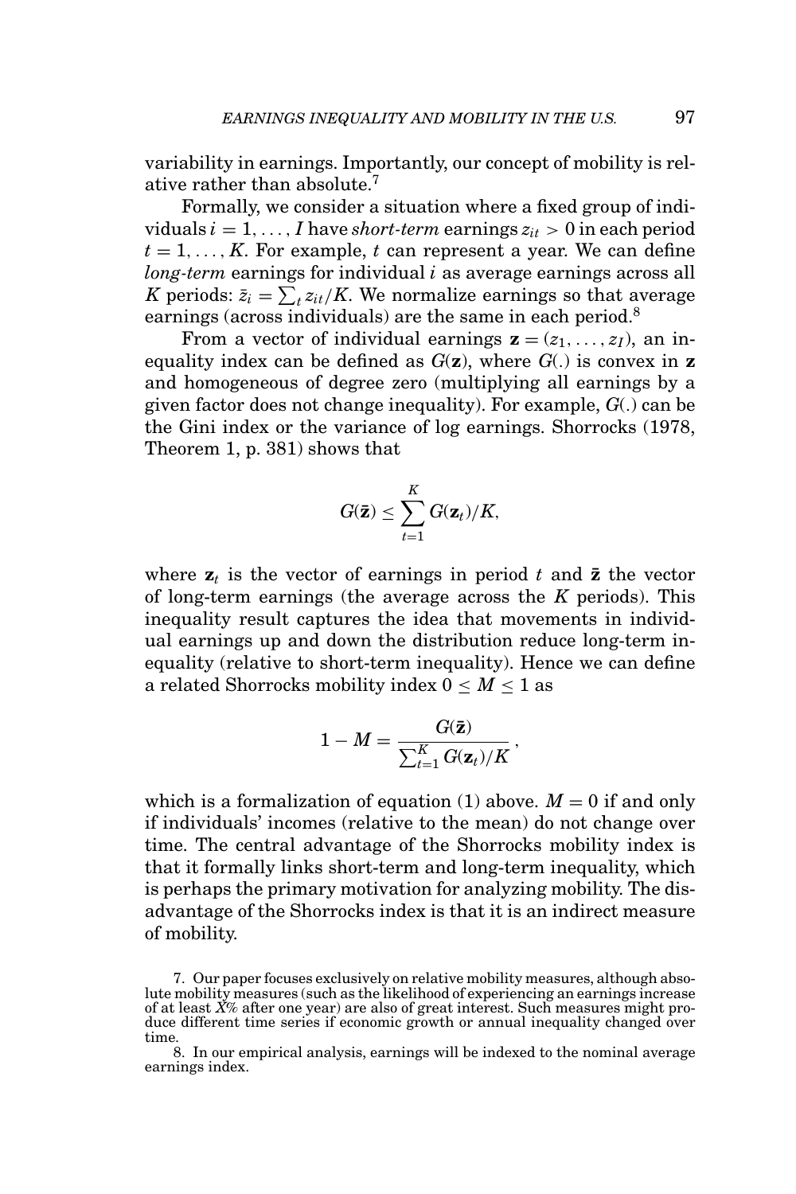variability in earnings. Importantly, our concept of mobility is relative rather than absolute.[7]

Formally, we consider a situation where a fixed group of individuals $i = 1, \dots, I$ have *short-term* earnings $z_{it} > 0$ in each period $t = 1, \dots, K$. For example, $t$ can represent a year. We can define *long-term* earnings for individual $i$ as average earnings across all $K$ periods: $\bar{z}_i = \sum_t z_{it}/K$. We normalize earnings so that average earnings (across individuals) are the same in each period.[8]

From a vector of individual earnings $\mathbf{z} = (z_1, \dots, z_I)$, an inequality index can be defined as $G(\mathbf{z})$, where $G(.)$ is convex in $\mathbf{z}$ and homogeneous of degree zero (multiplying all earnings by a given factor does not change inequality). For example, $G(.)$ can be the Gini index or the variance of log earnings. Shorrocks (1978, Theorem 1, p. 381) shows that

$$G(\bar{\mathbf{z}}) \leq \sum_{t=1}^{K} G(\mathbf{z}_t)/K,$$

where $\mathbf{z}_t$ is the vector of earnings in period $t$ and $\bar{\mathbf{z}}$ the vector of long-term earnings (the average across the $K$ periods). This inequality result captures the idea that movements in individual earnings up and down the distribution reduce long-term inequality (relative to short-term inequality). Hence we can define a related Shorrocks mobility index $0 \leq M \leq 1$ as

$$1 - M = \frac{G(\bar{\mathbf{z}})}{\sum_{t=1}^{K} G(\mathbf{z}_t)/K},$$

which is a formalization of equation (1) above. $M = 0$ if and only if individuals' incomes (relative to the mean) do not change over time. The central advantage of the Shorrocks mobility index is that it formally links short-term and long-term inequality, which is perhaps the primary motivation for analyzing mobility. The disadvantage of the Shorrocks index is that it is an indirect measure of mobility.

7. Our paper focuses exclusively on relative mobility measures, although absolute mobility measures (such as the likelihood of experiencing an earnings increase of at least $X$% after one year) are also of great interest. Such measures might produce different time series if economic growth or annual inequality changed over time.

8. In our empirical analysis, earnings will be indexed to the nominal average earnings index.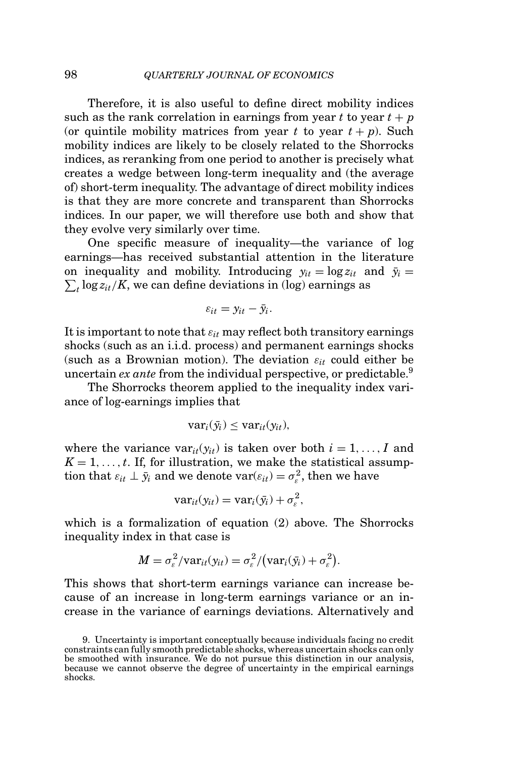Therefore, it is also useful to define direct mobility indices such as the rank correlation in earnings from year $t$ to year $t + p$ (or quintile mobility matrices from year $t$ to year $t + p$). Such mobility indices are likely to be closely related to the Shorrocks indices, as reranking from one period to another is precisely what creates a wedge between long-term inequality and (the average of) short-term inequality. The advantage of direct mobility indices is that they are more concrete and transparent than Shorrocks indices. In our paper, we will therefore use both and show that they evolve very similarly over time.

One specific measure of inequality—the variance of log earnings—has received substantial attention in the literature on inequality and mobility. Introducing $y_{it} = \log z_{it}$ and $\bar{y}_i = \sum_t \log z_{it}/K$, we can define deviations in (log) earnings as

$$\varepsilon_{it} = y_{it} - \bar{y}_i.$$

It is important to note that $\varepsilon_{it}$ may reflect both transitory earnings shocks (such as an i.i.d. process) and permanent earnings shocks (such as a Brownian motion). The deviation $\varepsilon_{it}$ could either be uncertain *ex ante* from the individual perspective, or predictable.[9]

The Shorrocks theorem applied to the inequality index variance of log-earnings implies that

$$\text{var}_i(\bar{y}_i) \leq \text{var}_{it}(y_{it}),$$

where the variance $\text{var}_{it}(y_{it})$ is taken over both $i = 1, \ldots, I$ and $K = 1, \ldots, t$. If, for illustration, we make the statistical assumption that $\varepsilon_{it} \perp \bar{y}_i$ and we denote $\text{var}(\varepsilon_{it}) = \sigma_\varepsilon^2$, then we have

$$\text{var}_{it}(y_{it}) = \text{var}_i(\bar{y}_i) + \sigma_\varepsilon^2,$$

which is a formalization of equation (2) above. The Shorrocks inequality index in that case is

$$M = \sigma_\varepsilon^2/\text{var}_{it}(y_{it}) = \sigma_\varepsilon^2/\big(\text{var}_i(\bar{y}_i) + \sigma_\varepsilon^2\big).$$

This shows that short-term earnings variance can increase because of an increase in long-term earnings variance or an increase in the variance of earnings deviations. Alternatively and

9. Uncertainty is important conceptually because individuals facing no credit constraints can fully smooth predictable shocks, whereas uncertain shocks can only be smoothed with insurance. We do not pursue this distinction in our analysis, because we cannot observe the degree of uncertainty in the empirical earnings shocks.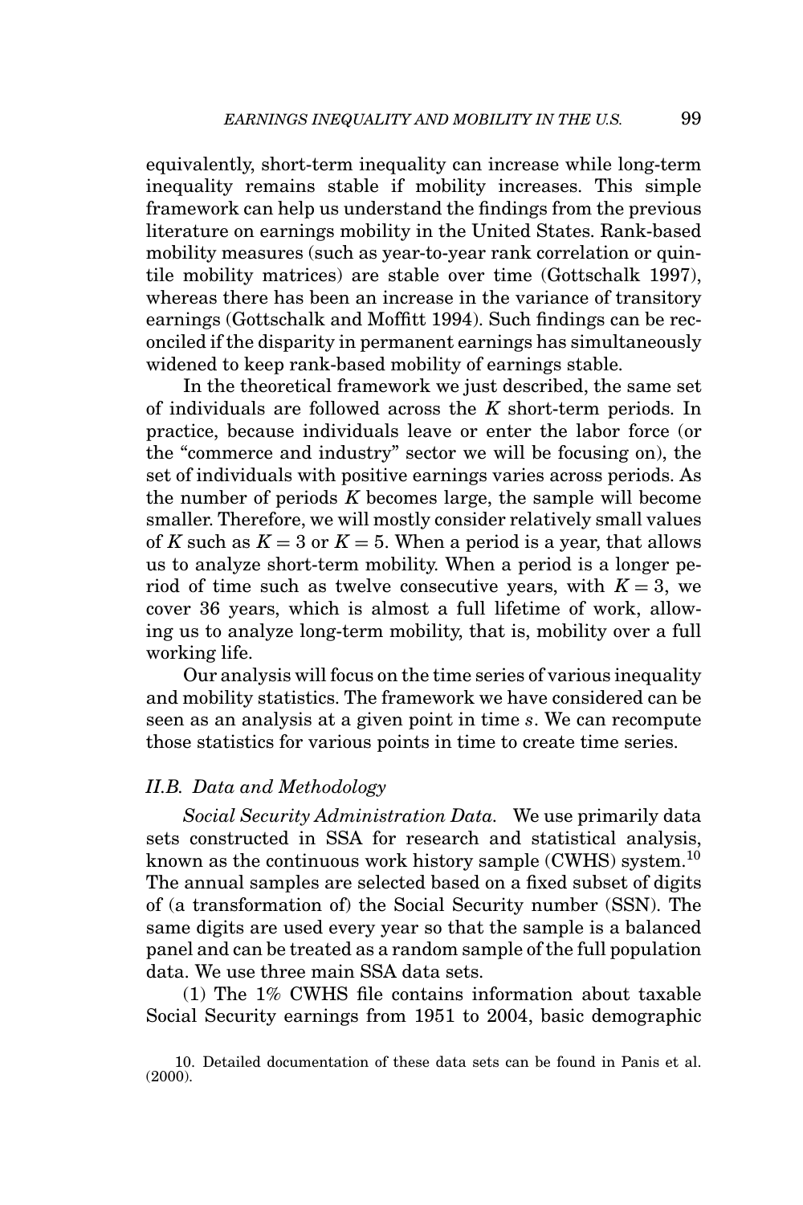equivalently, short-term inequality can increase while long-term inequality remains stable if mobility increases. This simple framework can help us understand the findings from the previous literature on earnings mobility in the United States. Rank-based mobility measures (such as year-to-year rank correlation or quintile mobility matrices) are stable over time (Gottschalk 1997), whereas there has been an increase in the variance of transitory earnings (Gottschalk and Moffitt 1994). Such findings can be reconciled if the disparity in permanent earnings has simultaneously widened to keep rank-based mobility of earnings stable.

In the theoretical framework we just described, the same set of individuals are followed across the $K$ short-term periods. In practice, because individuals leave or enter the labor force (or the "commerce and industry" sector we will be focusing on), the set of individuals with positive earnings varies across periods. As the number of periods $K$ becomes large, the sample will become smaller. Therefore, we will mostly consider relatively small values of $K$ such as $K = 3$ or $K = 5$. When a period is a year, that allows us to analyze short-term mobility. When a period is a longer period of time such as twelve consecutive years, with $K = 3$, we cover 36 years, which is almost a full lifetime of work, allowing us to analyze long-term mobility, that is, mobility over a full working life.

Our analysis will focus on the time series of various inequality and mobility statistics. The framework we have considered can be seen as an analysis at a given point in time $s$. We can recompute those statistics for various points in time to create time series.

### II.B. Data and Methodology

*Social Security Administration Data.* We use primarily data sets constructed in SSA for research and statistical analysis, known as the continuous work history sample (CWHS) system.[10] The annual samples are selected based on a fixed subset of digits of (a transformation of) the Social Security number (SSN). The same digits are used every year so that the sample is a balanced panel and can be treated as a random sample of the full population data. We use three main SSA data sets.

(1) The 1% CWHS file contains information about taxable Social Security earnings from 1951 to 2004, basic demographic

10. Detailed documentation of these data sets can be found in Panis et al. (2000).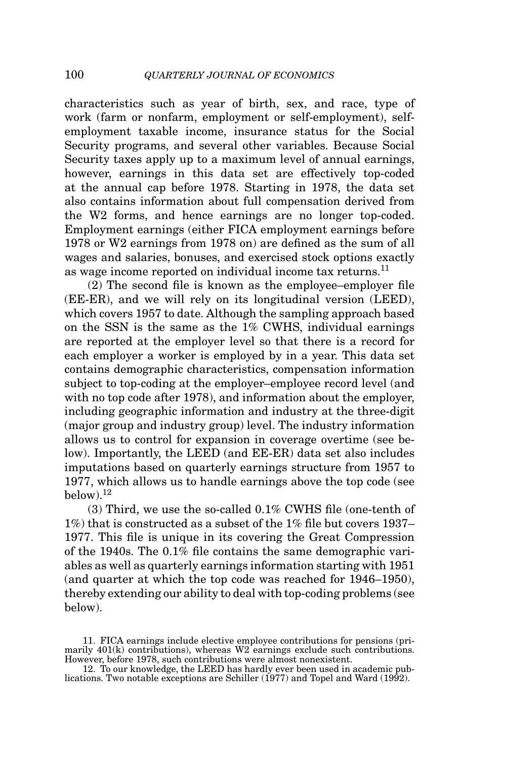characteristics such as year of birth, sex, and race, type of work (farm or nonfarm, employment or self-employment), self-employment taxable income, insurance status for the Social Security programs, and several other variables. Because Social Security taxes apply up to a maximum level of annual earnings, however, earnings in this data set are effectively top-coded at the annual cap before 1978. Starting in 1978, the data set also contains information about full compensation derived from the W2 forms, and hence earnings are no longer top-coded. Employment earnings (either FICA employment earnings before 1978 or W2 earnings from 1978 on) are defined as the sum of all wages and salaries, bonuses, and exercised stock options exactly as wage income reported on individual income tax returns.[11]

(2) The second file is known as the employee–employer file (EE-ER), and we will rely on its longitudinal version (LEED), which covers 1957 to date. Although the sampling approach based on the SSN is the same as the 1% CWHS, individual earnings are reported at the employer level so that there is a record for each employer a worker is employed by in a year. This data set contains demographic characteristics, compensation information subject to top-coding at the employer–employee record level (and with no top code after 1978), and information about the employer, including geographic information and industry at the three-digit (major group and industry group) level. The industry information allows us to control for expansion in coverage overtime (see below). Importantly, the LEED (and EE-ER) data set also includes imputations based on quarterly earnings structure from 1957 to 1977, which allows us to handle earnings above the top code (see below).[12]

(3) Third, we use the so-called 0.1% CWHS file (one-tenth of 1%) that is constructed as a subset of the 1% file but covers 1937–1977. This file is unique in its covering the Great Compression of the 1940s. The 0.1% file contains the same demographic variables as well as quarterly earnings information starting with 1951 (and quarter at which the top code was reached for 1946–1950), thereby extending our ability to deal with top-coding problems (see below).

11. FICA earnings include elective employee contributions for pensions (primarily 401(k) contributions), whereas W2 earnings exclude such contributions. However, before 1978, such contributions were almost nonexistent.

12. To our knowledge, the LEED has hardly ever been used in academic publications. Two notable exceptions are Schiller (1977) and Topel and Ward (1992).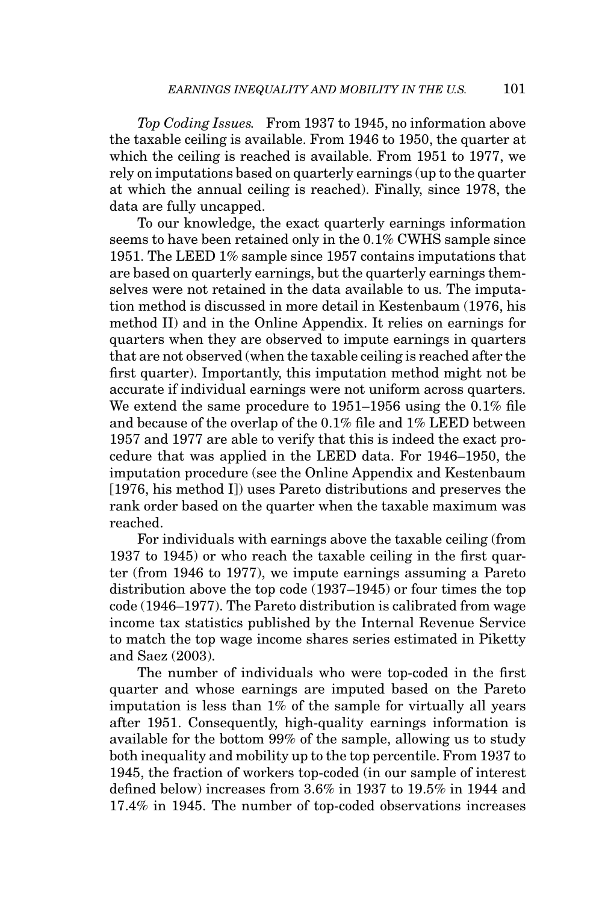*Top Coding Issues.* From 1937 to 1945, no information above the taxable ceiling is available. From 1946 to 1950, the quarter at which the ceiling is reached is available. From 1951 to 1977, we rely on imputations based on quarterly earnings (up to the quarter at which the annual ceiling is reached). Finally, since 1978, the data are fully uncapped.

To our knowledge, the exact quarterly earnings information seems to have been retained only in the 0.1% CWHS sample since 1951. The LEED 1% sample since 1957 contains imputations that are based on quarterly earnings, but the quarterly earnings themselves were not retained in the data available to us. The imputation method is discussed in more detail in Kestenbaum (1976, his method II) and in the Online Appendix. It relies on earnings for quarters when they are observed to impute earnings in quarters that are not observed (when the taxable ceiling is reached after the first quarter). Importantly, this imputation method might not be accurate if individual earnings were not uniform across quarters. We extend the same procedure to 1951–1956 using the 0.1% file and because of the overlap of the 0.1% file and 1% LEED between 1957 and 1977 are able to verify that this is indeed the exact procedure that was applied in the LEED data. For 1946–1950, the imputation procedure (see the Online Appendix and Kestenbaum [1976, his method I]) uses Pareto distributions and preserves the rank order based on the quarter when the taxable maximum was reached.

For individuals with earnings above the taxable ceiling (from 1937 to 1945) or who reach the taxable ceiling in the first quarter (from 1946 to 1977), we impute earnings assuming a Pareto distribution above the top code (1937–1945) or four times the top code (1946–1977). The Pareto distribution is calibrated from wage income tax statistics published by the Internal Revenue Service to match the top wage income shares series estimated in Piketty and Saez (2003).

The number of individuals who were top-coded in the first quarter and whose earnings are imputed based on the Pareto imputation is less than 1% of the sample for virtually all years after 1951. Consequently, high-quality earnings information is available for the bottom 99% of the sample, allowing us to study both inequality and mobility up to the top percentile. From 1937 to 1945, the fraction of workers top-coded (in our sample of interest defined below) increases from 3.6% in 1937 to 19.5% in 1944 and 17.4% in 1945. The number of top-coded observations increases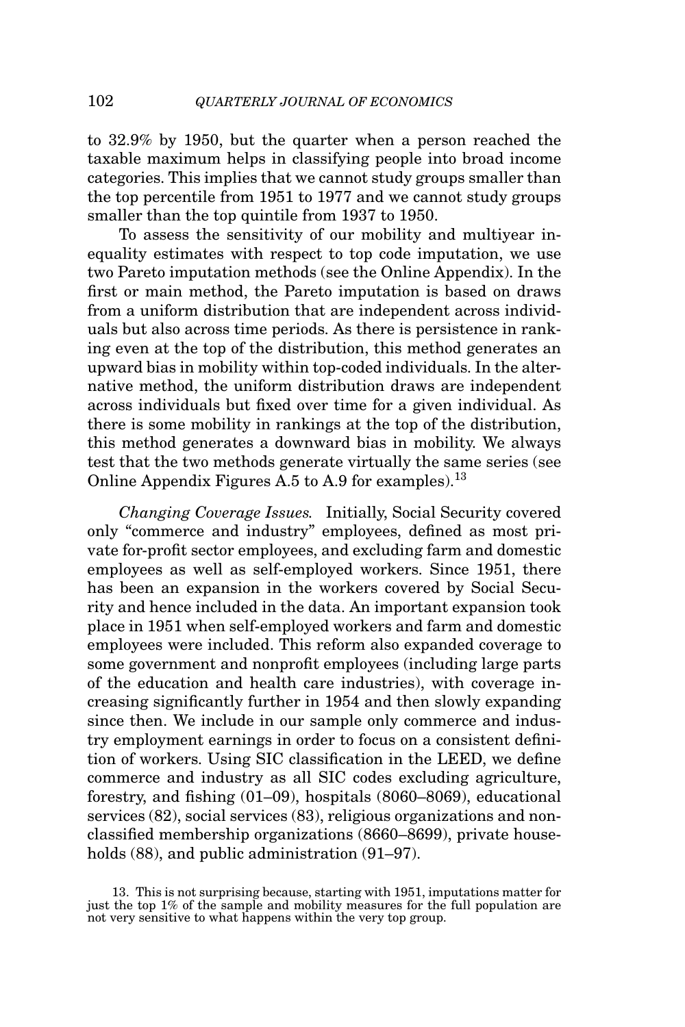to 32.9% by 1950, but the quarter when a person reached the taxable maximum helps in classifying people into broad income categories. This implies that we cannot study groups smaller than the top percentile from 1951 to 1977 and we cannot study groups smaller than the top quintile from 1937 to 1950.

To assess the sensitivity of our mobility and multiyear inequality estimates with respect to top code imputation, we use two Pareto imputation methods (see the Online Appendix). In the first or main method, the Pareto imputation is based on draws from a uniform distribution that are independent across individuals but also across time periods. As there is persistence in ranking even at the top of the distribution, this method generates an upward bias in mobility within top-coded individuals. In the alternative method, the uniform distribution draws are independent across individuals but fixed over time for a given individual. As there is some mobility in rankings at the top of the distribution, this method generates a downward bias in mobility. We always test that the two methods generate virtually the same series (see Online Appendix Figures A.5 to A.9 for examples).[13]

*Changing Coverage Issues.* Initially, Social Security covered only "commerce and industry" employees, defined as most private for-profit sector employees, and excluding farm and domestic employees as well as self-employed workers. Since 1951, there has been an expansion in the workers covered by Social Security and hence included in the data. An important expansion took place in 1951 when self-employed workers and farm and domestic employees were included. This reform also expanded coverage to some government and nonprofit employees (including large parts of the education and health care industries), with coverage increasing significantly further in 1954 and then slowly expanding since then. We include in our sample only commerce and industry employment earnings in order to focus on a consistent definition of workers. Using SIC classification in the LEED, we define commerce and industry as all SIC codes excluding agriculture, forestry, and fishing (01–09), hospitals (8060–8069), educational services (82), social services (83), religious organizations and nonclassified membership organizations (8660–8699), private households (88), and public administration (91–97).

13. This is not surprising because, starting with 1951, imputations matter for just the top 1% of the sample and mobility measures for the full population are not very sensitive to what happens within the very top group.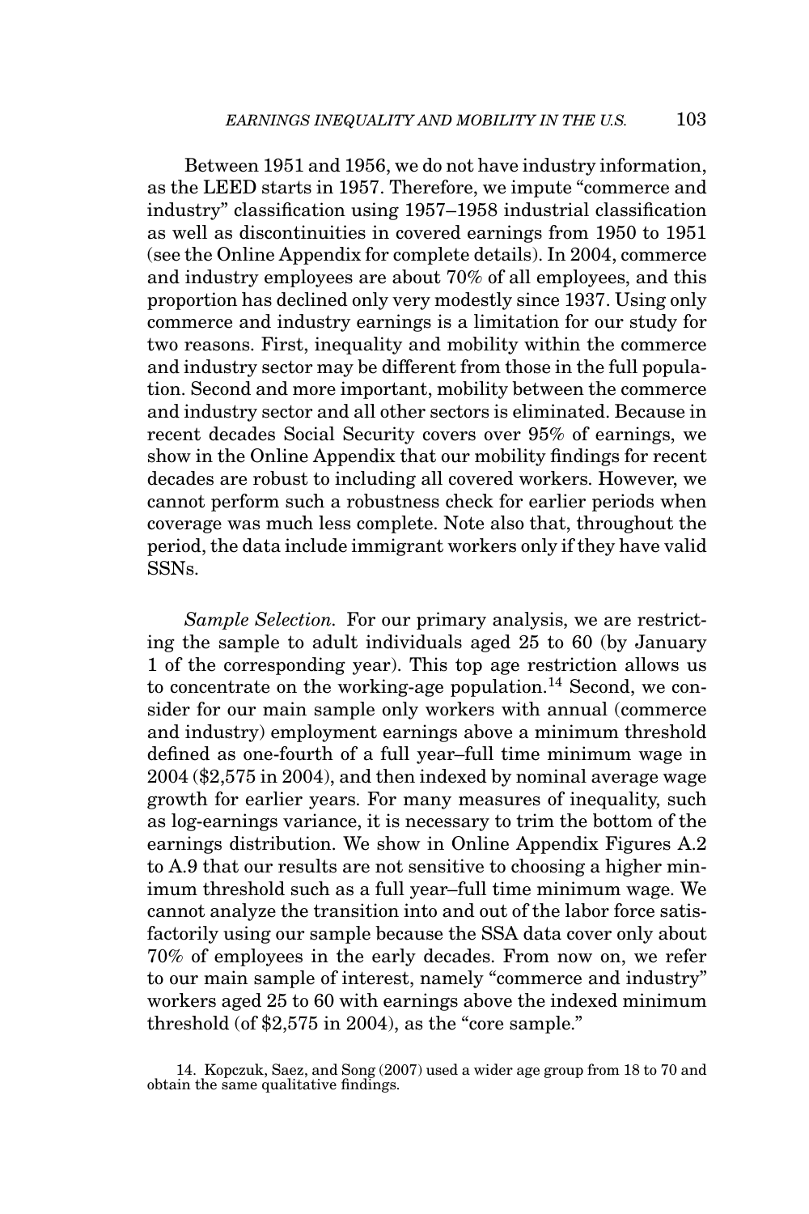Between 1951 and 1956, we do not have industry information, as the LEED starts in 1957. Therefore, we impute "commerce and industry" classification using 1957–1958 industrial classification as well as discontinuities in covered earnings from 1950 to 1951 (see the Online Appendix for complete details). In 2004, commerce and industry employees are about 70% of all employees, and this proportion has declined only very modestly since 1937. Using only commerce and industry earnings is a limitation for our study for two reasons. First, inequality and mobility within the commerce and industry sector may be different from those in the full population. Second and more important, mobility between the commerce and industry sector and all other sectors is eliminated. Because in recent decades Social Security covers over 95% of earnings, we show in the Online Appendix that our mobility findings for recent decades are robust to including all covered workers. However, we cannot perform such a robustness check for earlier periods when coverage was much less complete. Note also that, throughout the period, the data include immigrant workers only if they have valid SSNs.

*Sample Selection.* For our primary analysis, we are restricting the sample to adult individuals aged 25 to 60 (by January 1 of the corresponding year). This top age restriction allows us to concentrate on the working-age population.[14] Second, we consider for our main sample only workers with annual (commerce and industry) employment earnings above a minimum threshold defined as one-fourth of a full year–full time minimum wage in 2004 ($2,575 in 2004), and then indexed by nominal average wage growth for earlier years. For many measures of inequality, such as log-earnings variance, it is necessary to trim the bottom of the earnings distribution. We show in Online Appendix Figures A.2 to A.9 that our results are not sensitive to choosing a higher minimum threshold such as a full year–full time minimum wage. We cannot analyze the transition into and out of the labor force satisfactorily using our sample because the SSA data cover only about 70% of employees in the early decades. From now on, we refer to our main sample of interest, namely "commerce and industry" workers aged 25 to 60 with earnings above the indexed minimum threshold (of $2,575 in 2004), as the "core sample."

14. Kopczuk, Saez, and Song (2007) used a wider age group from 18 to 70 and obtain the same qualitative findings.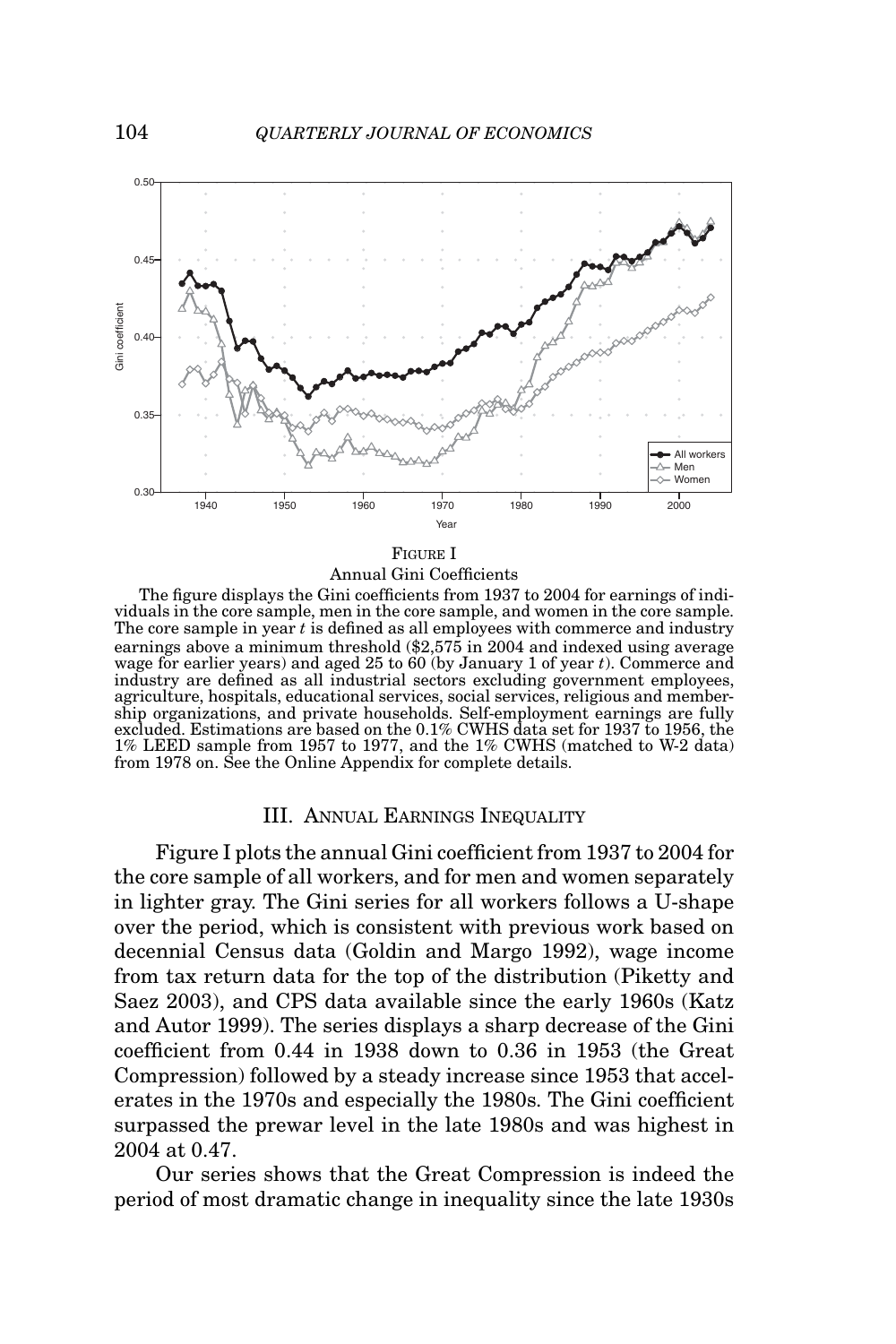FIGURE I

Annual Gini Coefficients

The figure displays the Gini coefficients from 1937 to 2004 for earnings of individuals in the core sample, men in the core sample, and women in the core sample. The core sample in year $t$ is defined as all employees with commerce and industry earnings above a minimum threshold ($2,575 in 2004 and indexed using average wage for earlier years) and aged 25 to 60 (by January 1 of year $t$). Commerce and industry are defined as all industrial sectors excluding government employees, agriculture, hospitals, educational services, social services, religious and membership organizations, and private households. Self-employment earnings are fully excluded. Estimations are based on the 0.1% CWHS data set for 1937 to 1956, the 1% LEED sample from 1957 to 1977, and the 1% CWHS (matched to W-2 data) from 1978 on. See the Online Appendix for complete details.

## III. ANNUAL EARNINGS INEQUALITY

Figure I plots the annual Gini coefficient from 1937 to 2004 for the core sample of all workers, and for men and women separately in lighter gray. The Gini series for all workers follows a U-shape over the period, which is consistent with previous work based on decennial Census data (Goldin and Margo 1992), wage income from tax return data for the top of the distribution (Piketty and Saez 2003), and CPS data available since the early 1960s (Katz and Autor 1999). The series displays a sharp decrease of the Gini coefficient from 0.44 in 1938 down to 0.36 in 1953 (the Great Compression) followed by a steady increase since 1953 that accelerates in the 1970s and especially the 1980s. The Gini coefficient surpassed the prewar level in the late 1980s and was highest in 2004 at 0.47.

Our series shows that the Great Compression is indeed the period of most dramatic change in inequality since the late 1930s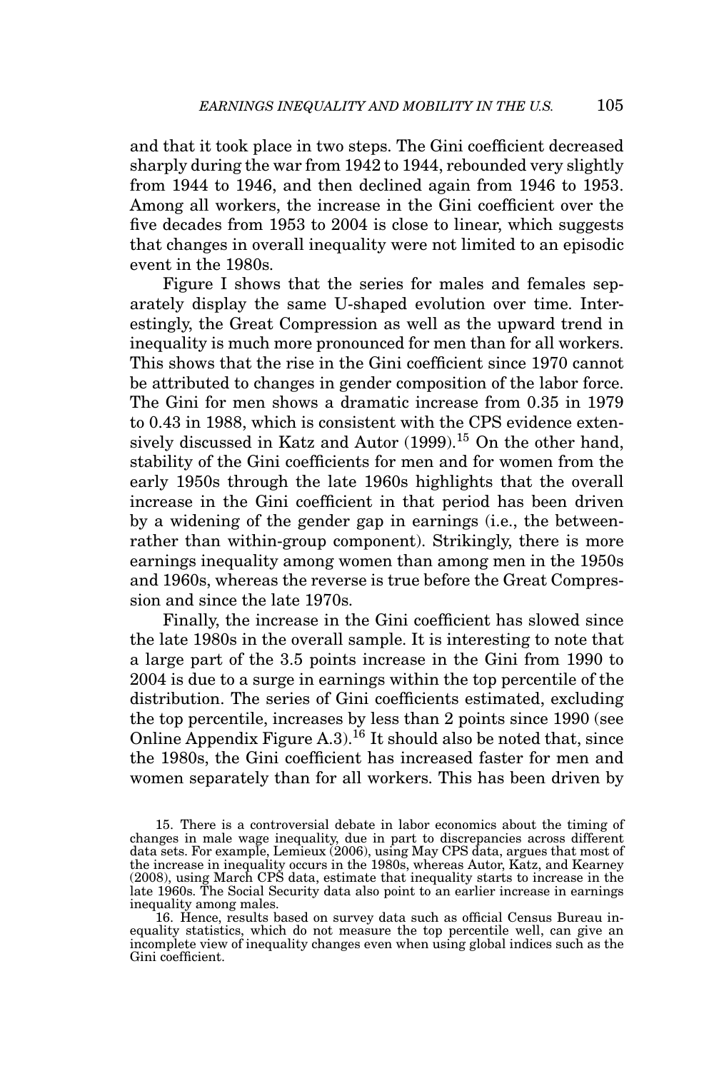and that it took place in two steps. The Gini coefficient decreased sharply during the war from 1942 to 1944, rebounded very slightly from 1944 to 1946, and then declined again from 1946 to 1953. Among all workers, the increase in the Gini coefficient over the five decades from 1953 to 2004 is close to linear, which suggests that changes in overall inequality were not limited to an episodic event in the 1980s.

Figure I shows that the series for males and females separately display the same U-shaped evolution over time. Interestingly, the Great Compression as well as the upward trend in inequality is much more pronounced for men than for all workers. This shows that the rise in the Gini coefficient since 1970 cannot be attributed to changes in gender composition of the labor force. The Gini for men shows a dramatic increase from 0.35 in 1979 to 0.43 in 1988, which is consistent with the CPS evidence extensively discussed in Katz and Autor (1999).[15] On the other hand, stability of the Gini coefficients for men and for women from the early 1950s through the late 1960s highlights that the overall increase in the Gini coefficient in that period has been driven by a widening of the gender gap in earnings (i.e., the between- rather than within-group component). Strikingly, there is more earnings inequality among women than among men in the 1950s and 1960s, whereas the reverse is true before the Great Compression and since the late 1970s.

Finally, the increase in the Gini coefficient has slowed since the late 1980s in the overall sample. It is interesting to note that a large part of the 3.5 points increase in the Gini from 1990 to 2004 is due to a surge in earnings within the top percentile of the distribution. The series of Gini coefficients estimated, excluding the top percentile, increases by less than 2 points since 1990 (see Online Appendix Figure A.3).[16] It should also be noted that, since the 1980s, the Gini coefficient has increased faster for men and women separately than for all workers. This has been driven by

15. There is a controversial debate in labor economics about the timing of changes in male wage inequality, due in part to discrepancies across different data sets. For example, Lemieux (2006), using May CPS data, argues that most of the increase in inequality occurs in the 1980s, whereas Autor, Katz, and Kearney (2008), using March CPS data, estimate that inequality starts to increase in the late 1960s. The Social Security data also point to an earlier increase in earnings inequality among males.

16. Hence, results based on survey data such as official Census Bureau inequality statistics, which do not measure the top percentile well, can give an incomplete view of inequality changes even when using global indices such as the Gini coefficient.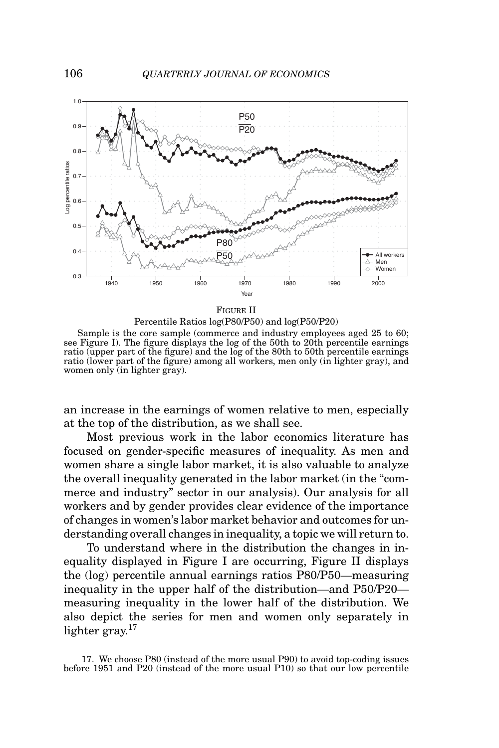FIGURE II

Percentile Ratios log(P80/P50) and log(P50/P20)

Sample is the core sample (commerce and industry employees aged 25 to 60; see Figure I). The figure displays the log of the 50th to 20th percentile earnings ratio (upper part of the figure) and the log of the 80th to 50th percentile earnings ratio (lower part of the figure) among all workers, men only (in lighter gray), and women only (in lighter gray).

an increase in the earnings of women relative to men, especially at the top of the distribution, as we shall see.

Most previous work in the labor economics literature has focused on gender-specific measures of inequality. As men and women share a single labor market, it is also valuable to analyze the overall inequality generated in the labor market (in the "commerce and industry" sector in our analysis). Our analysis for all workers and by gender provides clear evidence of the importance of changes in women's labor market behavior and outcomes for understanding overall changes in inequality, a topic we will return to.

To understand where in the distribution the changes in inequality displayed in Figure I are occurring, Figure II displays the (log) percentile annual earnings ratios P80/P50—measuring inequality in the upper half of the distribution—and P50/P20—measuring inequality in the lower half of the distribution. We also depict the series for men and women only separately in lighter gray.[17]

17. We choose P80 (instead of the more usual P90) to avoid top-coding issues before 1951 and P20 (instead of the more usual P10) so that our low percentile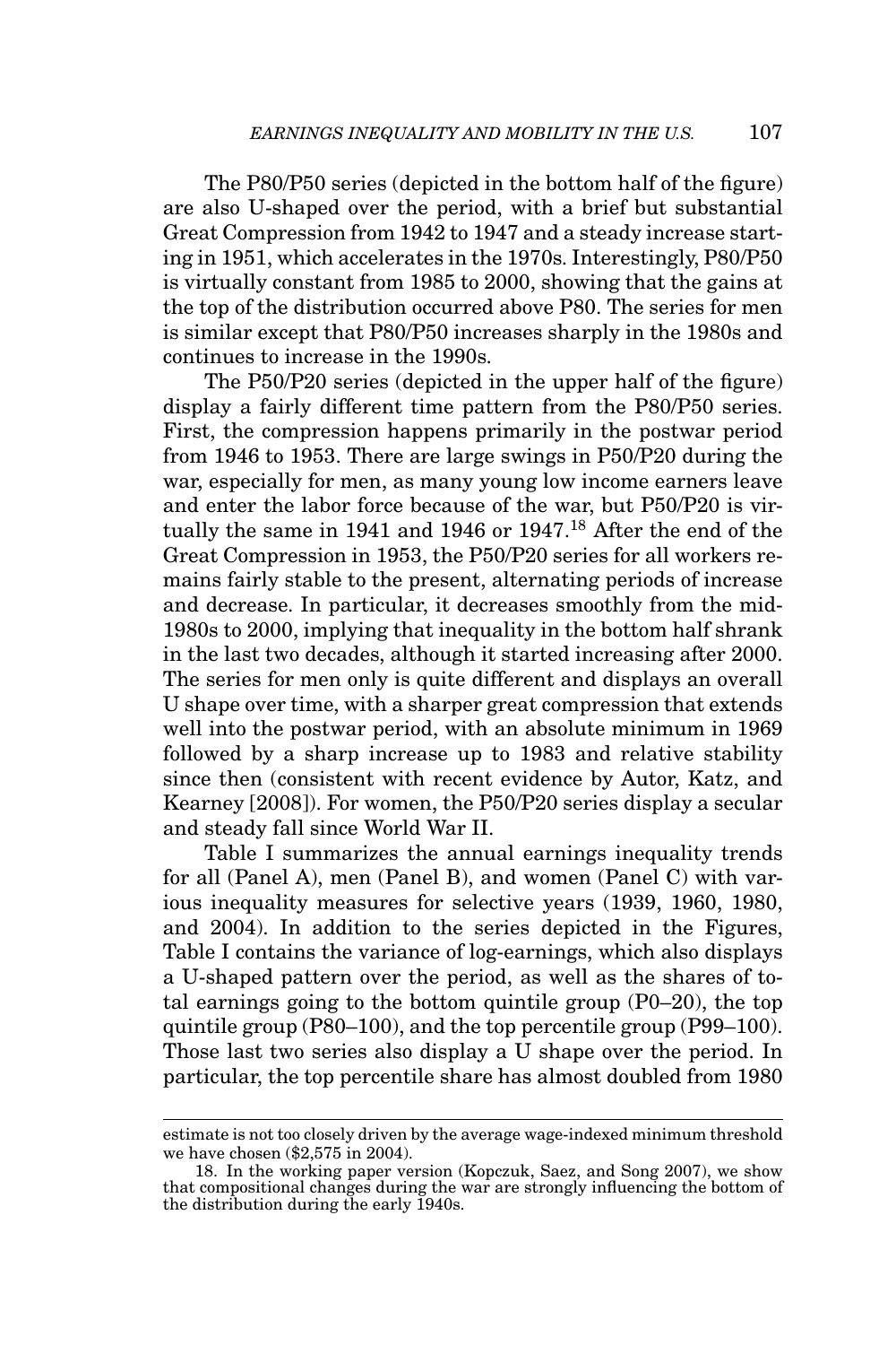The P80/P50 series (depicted in the bottom half of the figure) are also U-shaped over the period, with a brief but substantial Great Compression from 1942 to 1947 and a steady increase starting in 1951, which accelerates in the 1970s. Interestingly, P80/P50 is virtually constant from 1985 to 2000, showing that the gains at the top of the distribution occurred above P80. The series for men is similar except that P80/P50 increases sharply in the 1980s and continues to increase in the 1990s.

The P50/P20 series (depicted in the upper half of the figure) display a fairly different time pattern from the P80/P50 series. First, the compression happens primarily in the postwar period from 1946 to 1953. There are large swings in P50/P20 during the war, especially for men, as many young low income earners leave and enter the labor force because of the war, but P50/P20 is virtually the same in 1941 and 1946 or 1947.[18] After the end of the Great Compression in 1953, the P50/P20 series for all workers remains fairly stable to the present, alternating periods of increase and decrease. In particular, it decreases smoothly from the mid-1980s to 2000, implying that inequality in the bottom half shrank in the last two decades, although it started increasing after 2000. The series for men only is quite different and displays an overall U shape over time, with a sharper great compression that extends well into the postwar period, with an absolute minimum in 1969 followed by a sharp increase up to 1983 and relative stability since then (consistent with recent evidence by Autor, Katz, and Kearney [2008]). For women, the P50/P20 series display a secular and steady fall since World War II.

Table I summarizes the annual earnings inequality trends for all (Panel A), men (Panel B), and women (Panel C) with various inequality measures for selective years (1939, 1960, 1980, and 2004). In addition to the series depicted in the Figures, Table I contains the variance of log-earnings, which also displays a U-shaped pattern over the period, as well as the shares of total earnings going to the bottom quintile group (P0–20), the top quintile group (P80–100), and the top percentile group (P99–100). Those last two series also display a U shape over the period. In particular, the top percentile share has almost doubled from 1980

---

estimate is not too closely driven by the average wage-indexed minimum threshold we have chosen ($2,575 in 2004).

18. In the working paper version (Kopczuk, Saez, and Song 2007), we show that compositional changes during the war are strongly influencing the bottom of the distribution during the early 1940s.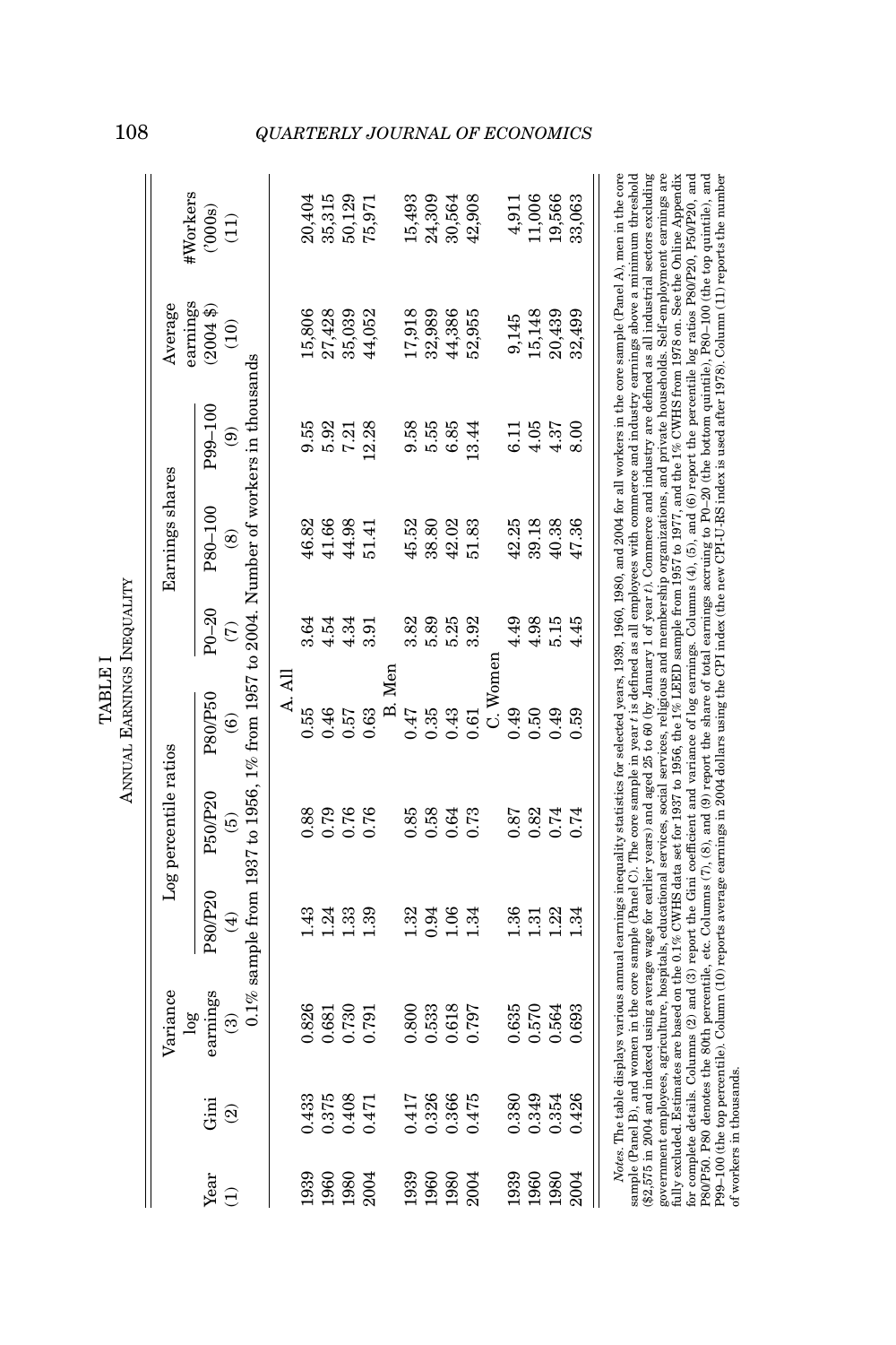TABLE I

ANNUAL EARNINGS INEQUALITY

| Year (1) | Gini (2) | Variance log earnings (3) | Log percentile ratios | | | Earnings shares | | | Average earnings (2004 $) (10) | #Workers ('000s) (11) |
|---|---|---|---|---|---|---|---|---|---|---|
| | | | P80/P20 (4) | P50/P20 (5) | P80/P50 (6) | P0–20 (7) | P80–100 (8) | P99–100 (9) | | |
| 0.1% sample from 1937 to 1956, 1% from 1957 to 2004. Number of workers in thousands | | | | | | | | | | |
| A. All | | | | | | | | | | |
| 1939 | 0.433 | 0.826 | 1.43 | 0.88 | 0.55 | 3.64 | 46.82 | 9.55 | 15,806 | 20,404 |
| 1960 | 0.375 | 0.681 | 1.24 | 0.79 | 0.46 | 4.54 | 41.66 | 5.92 | 27,428 | 35,315 |
| 1980 | 0.408 | 0.730 | 1.33 | 0.76 | 0.57 | 4.34 | 44.98 | 7.21 | 35,039 | 50,129 |
| 2004 | 0.471 | 0.791 | 1.39 | 0.76 | 0.63 | 3.91 | 51.41 | 12.28 | 44,052 | 75,971 |
| B. Men | | | | | | | | | | |
| 1939 | 0.417 | 0.800 | 1.32 | 0.85 | 0.47 | 3.82 | 45.52 | 9.58 | 17,918 | 15,493 |
| 1960 | 0.326 | 0.533 | 0.94 | 0.58 | 0.35 | 5.89 | 38.80 | 5.55 | 32,989 | 24,309 |
| 1980 | 0.366 | 0.618 | 1.06 | 0.64 | 0.43 | 5.25 | 42.02 | 6.85 | 44,386 | 30,564 |
| 2004 | 0.475 | 0.797 | 1.34 | 0.73 | 0.61 | 3.92 | 51.83 | 13.44 | 52,955 | 42,908 |
| C. Women | | | | | | | | | | |
| 1939 | 0.380 | 0.635 | 1.36 | 0.87 | 0.49 | 4.49 | 42.25 | 6.11 | 9,145 | 4,911 |
| 1960 | 0.349 | 0.570 | 1.31 | 0.82 | 0.50 | 4.98 | 39.18 | 4.05 | 15,148 | 11,006 |
| 1980 | 0.354 | 0.564 | 1.22 | 0.74 | 0.49 | 5.15 | 40.38 | 4.37 | 20,439 | 19,566 |
| 2004 | 0.426 | 0.693 | 1.34 | 0.74 | 0.59 | 4.45 | 47.36 | 8.00 | 32,499 | 33,063 |

*Notes.* The table displays various annual earnings inequality statistics for selected years, 1939, 1960, 1980, and 2004 for all workers in the core sample (Panel A), men in the core sample (Panel B), and women in the core sample (Panel C). The core sample in year $t$ is defined as all employees with commerce and industry earnings above a minimum threshold ($2,575 in 2004 and indexed using average wage for earlier years) and aged 25 to 60 (by January 1 of year $t$). Commerce and industry are defined as all industrial sectors excluding government employees, agriculture, hospitals, educational services, social services, religious and membership organizations, and private households. Self-employment earnings are fully excluded. Estimates are based on the 0.1% CWHS data set for 1937 to 1956, the 1% LEED sample from 1957 to 1977, and the 1% CWHS from 1978 on. See the Online Appendix for complete details. Columns (2) and (3) report the Gini coefficient and variance of log earnings. Columns (4), (5), and (6) report the percentile log ratios P80/P20, P50/P20, and P80/P50. P80 denotes the 80th percentile, etc. Columns (7), (8), and (9) report the share of total earnings accruing to P0–20 (the bottom quintile), P80–100 (the top quintile), and P99–100 (the top percentile). Column (10) reports average earnings in 2004 dollars using the CPI index (the new CPI-U-RS index is used after 1978). Column (11) reports the number of workers in thousands.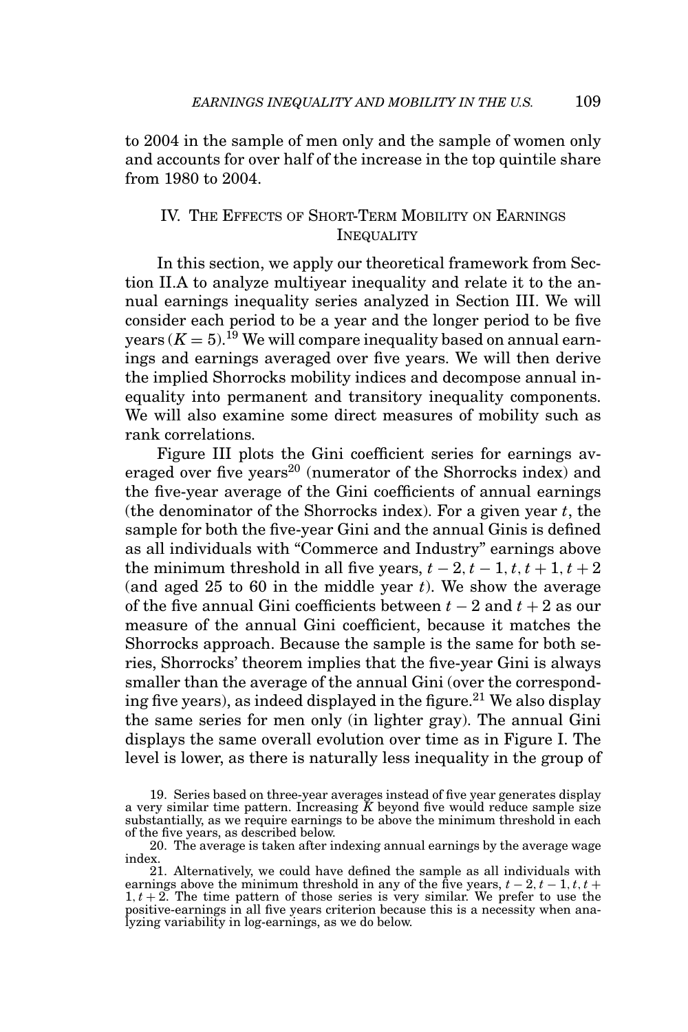to 2004 in the sample of men only and the sample of women only and accounts for over half of the increase in the top quintile share from 1980 to 2004.

## IV. The Effects of Short-Term Mobility on Earnings Inequality

In this section, we apply our theoretical framework from Section II.A to analyze multiyear inequality and relate it to the annual earnings inequality series analyzed in Section III. We will consider each period to be a year and the longer period to be five years ($K = 5$).[19] We will compare inequality based on annual earnings and earnings averaged over five years. We will then derive the implied Shorrocks mobility indices and decompose annual inequality into permanent and transitory inequality components. We will also examine some direct measures of mobility such as rank correlations.

Figure III plots the Gini coefficient series for earnings averaged over five years[20] (numerator of the Shorrocks index) and the five-year average of the Gini coefficients of annual earnings (the denominator of the Shorrocks index). For a given year $t$, the sample for both the five-year Gini and the annual Ginis is defined as all individuals with "Commerce and Industry" earnings above the minimum threshold in all five years, $t-2, t-1, t, t+1, t+2$ (and aged 25 to 60 in the middle year $t$). We show the average of the five annual Gini coefficients between $t-2$ and $t+2$ as our measure of the annual Gini coefficient, because it matches the Shorrocks approach. Because the sample is the same for both series, Shorrocks' theorem implies that the five-year Gini is always smaller than the average of the annual Gini (over the corresponding five years), as indeed displayed in the figure.[21] We also display the same series for men only (in lighter gray). The annual Gini displays the same overall evolution over time as in Figure I. The level is lower, as there is naturally less inequality in the group of

19. Series based on three-year averages instead of five year generates display a very similar time pattern. Increasing $K$ beyond five would reduce sample size substantially, as we require earnings to be above the minimum threshold in each of the five years, as described below.

20. The average is taken after indexing annual earnings by the average wage index.

21. Alternatively, we could have defined the sample as all individuals with earnings above the minimum threshold in any of the five years, $t-2, t-1, t, t+1, t+2$. The time pattern of those series is very similar. We prefer to use the positive-earnings in all five years criterion because this is a necessity when analyzing variability in log-earnings, as we do below.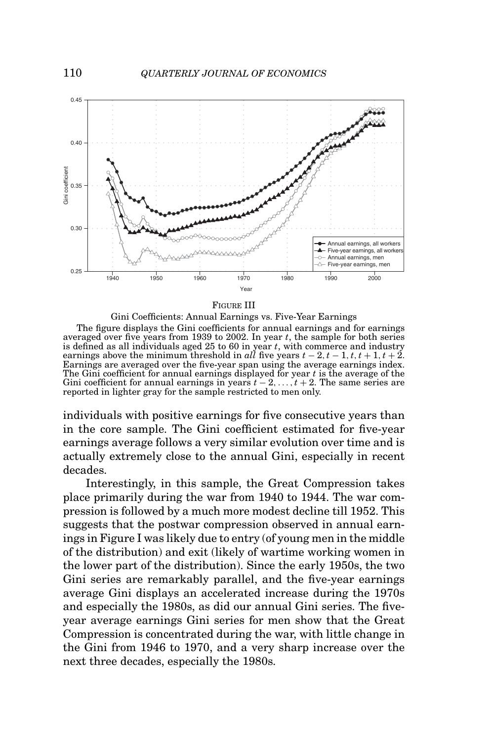FIGURE III

Gini Coefficients: Annual Earnings vs. Five-Year Earnings

The figure displays the Gini coefficients for annual earnings and for earnings averaged over five years from 1939 to 2002. In year $t$, the sample for both series is defined as all individuals aged 25 to 60 in year $t$, with commerce and industry earnings above the minimum threshold in *all* five years $t-2, t-1, t, t+1, t+2$. Earnings are averaged over the five-year span using the average earnings index. The Gini coefficient for annual earnings displayed for year $t$ is the average of the Gini coefficient for annual earnings in years $t-2, \ldots, t+2$. The same series are reported in lighter gray for the sample restricted to men only.

individuals with positive earnings for five consecutive years than in the core sample. The Gini coefficient estimated for five-year earnings average follows a very similar evolution over time and is actually extremely close to the annual Gini, especially in recent decades.

Interestingly, in this sample, the Great Compression takes place primarily during the war from 1940 to 1944. The war compression is followed by a much more modest decline till 1952. This suggests that the postwar compression observed in annual earnings in Figure I was likely due to entry (of young men in the middle of the distribution) and exit (likely of wartime working women in the lower part of the distribution). Since the early 1950s, the two Gini series are remarkably parallel, and the five-year earnings average Gini displays an accelerated increase during the 1970s and especially the 1980s, as did our annual Gini series. The five-year average earnings Gini series for men show that the Great Compression is concentrated during the war, with little change in the Gini from 1946 to 1970, and a very sharp increase over the next three decades, especially the 1980s.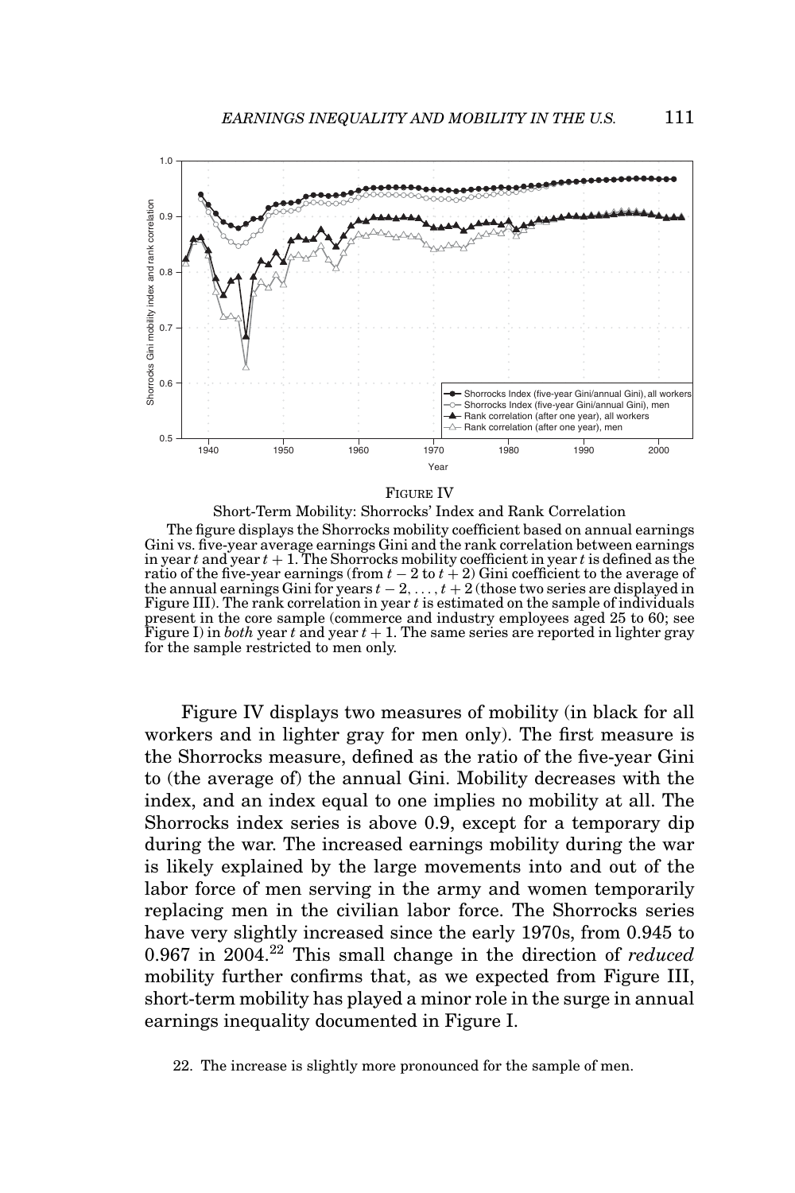FIGURE IV

Short-Term Mobility: Shorrocks' Index and Rank Correlation

The figure displays the Shorrocks mobility coefficient based on annual earnings Gini vs. five-year average earnings Gini and the rank correlation between earnings in year $t$ and year $t + 1$. The Shorrocks mobility coefficient in year $t$ is defined as the ratio of the five-year earnings (from $t - 2$ to $t + 2$) Gini coefficient to the average of the annual earnings Gini for years $t - 2, \ldots, t + 2$ (those two series are displayed in Figure III). The rank correlation in year $t$ is estimated on the sample of individuals present in the core sample (commerce and industry employees aged 25 to 60; see Figure I) in *both* year $t$ and year $t + 1$. The same series are reported in lighter gray for the sample restricted to men only.

Figure IV displays two measures of mobility (in black for all workers and in lighter gray for men only). The first measure is the Shorrocks measure, defined as the ratio of the five-year Gini to (the average of) the annual Gini. Mobility decreases with the index, and an index equal to one implies no mobility at all. The Shorrocks index series is above 0.9, except for a temporary dip during the war. The increased earnings mobility during the war is likely explained by the large movements into and out of the labor force of men serving in the army and women temporarily replacing men in the civilian labor force. The Shorrocks series have very slightly increased since the early 1970s, from 0.945 to 0.967 in 2004.[22] This small change in the direction of *reduced* mobility further confirms that, as we expected from Figure III, short-term mobility has played a minor role in the surge in annual earnings inequality documented in Figure I.

22. The increase is slightly more pronounced for the sample of men.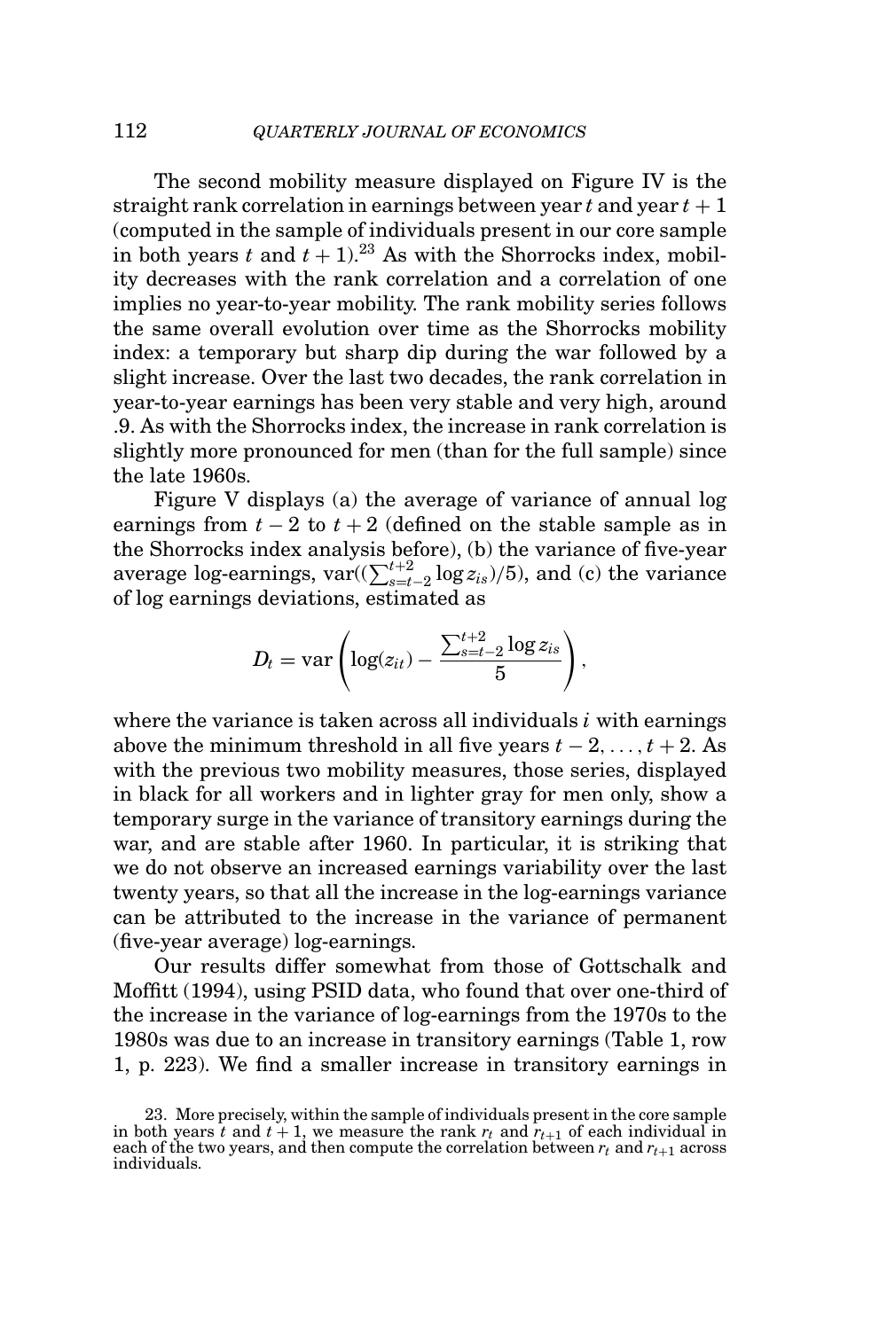The second mobility measure displayed on Figure IV is the straight rank correlation in earnings between year $t$ and year $t + 1$ (computed in the sample of individuals present in our core sample in both years $t$ and $t + 1$).[23] As with the Shorrocks index, mobility decreases with the rank correlation and a correlation of one implies no year-to-year mobility. The rank mobility series follows the same overall evolution over time as the Shorrocks mobility index: a temporary but sharp dip during the war followed by a slight increase. Over the last two decades, the rank correlation in year-to-year earnings has been very stable and very high, around .9. As with the Shorrocks index, the increase in rank correlation is slightly more pronounced for men (than for the full sample) since the late 1960s.

Figure V displays (a) the average of variance of annual log earnings from $t - 2$ to $t + 2$ (defined on the stable sample as in the Shorrocks index analysis before), (b) the variance of five-year average log-earnings, $\text{var}((\sum_{s=t-2}^{t+2} \log z_{is})/5)$, and (c) the variance of log earnings deviations, estimated as

$$D_t = \text{var}\left(\log(z_{it}) - \frac{\sum_{s=t-2}^{t+2} \log z_{is}}{5}\right),$$

where the variance is taken across all individuals $i$ with earnings above the minimum threshold in all five years $t - 2, \ldots, t + 2$. As with the previous two mobility measures, those series, displayed in black for all workers and in lighter gray for men only, show a temporary surge in the variance of transitory earnings during the war, and are stable after 1960. In particular, it is striking that we do not observe an increased earnings variability over the last twenty years, so that all the increase in the log-earnings variance can be attributed to the increase in the variance of permanent (five-year average) log-earnings.

Our results differ somewhat from those of Gottschalk and Moffitt (1994), using PSID data, who found that over one-third of the increase in the variance of log-earnings from the 1970s to the 1980s was due to an increase in transitory earnings (Table 1, row 1, p. 223). We find a smaller increase in transitory earnings in

23. More precisely, within the sample of individuals present in the core sample in both years $t$ and $t + 1$, we measure the rank $r_t$ and $r_{t+1}$ of each individual in each of the two years, and then compute the correlation between $r_t$ and $r_{t+1}$ across individuals.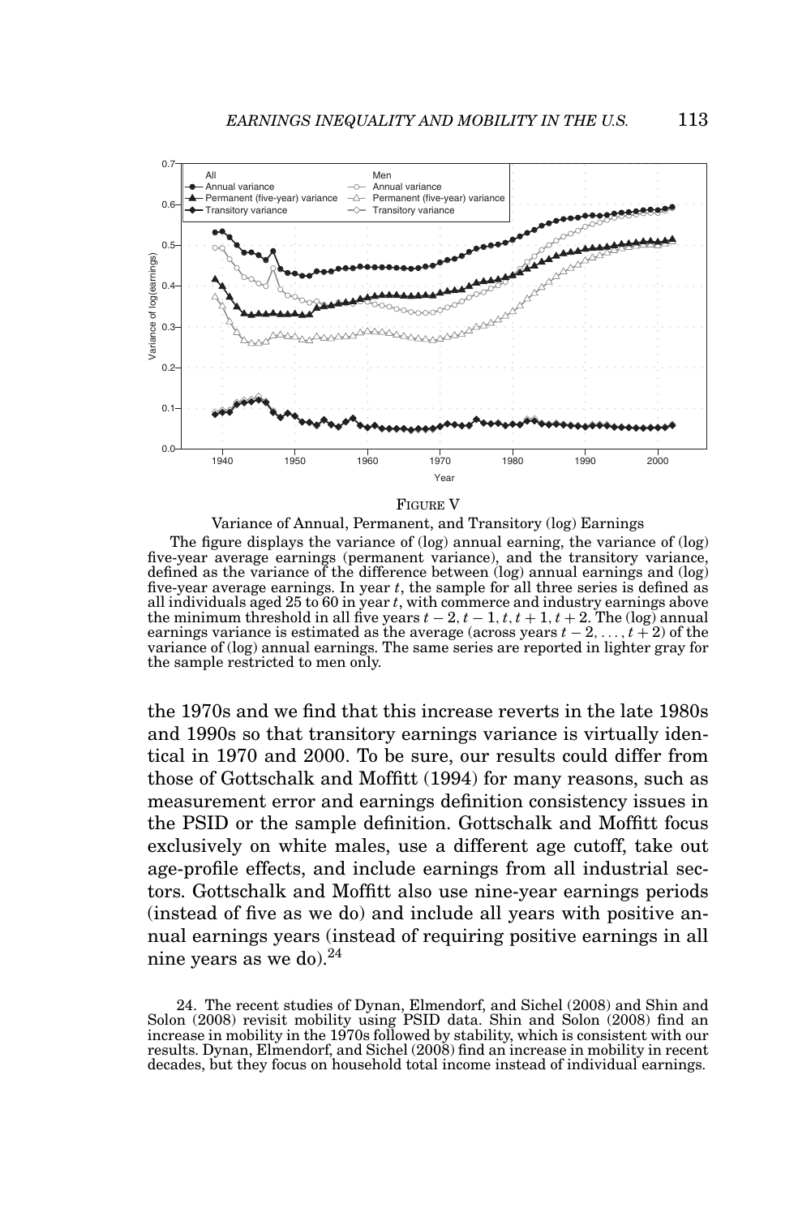FIGURE V

Variance of Annual, Permanent, and Transitory (log) Earnings

The figure displays the variance of (log) annual earning, the variance of (log) five-year average earnings (permanent variance), and the transitory variance, defined as the variance of the difference between (log) annual earnings and (log) five-year average earnings. In year $t$, the sample for all three series is defined as all individuals aged 25 to 60 in year $t$, with commerce and industry earnings above the minimum threshold in all five years $t-2, t-1, t, t+1, t+2$. The (log) annual earnings variance is estimated as the average (across years $t-2, \ldots, t+2$) of the variance of (log) annual earnings. The same series are reported in lighter gray for the sample restricted to men only.

the 1970s and we find that this increase reverts in the late 1980s and 1990s so that transitory earnings variance is virtually identical in 1970 and 2000. To be sure, our results could differ from those of Gottschalk and Moffitt (1994) for many reasons, such as measurement error and earnings definition consistency issues in the PSID or the sample definition. Gottschalk and Moffitt focus exclusively on white males, use a different age cutoff, take out age-profile effects, and include earnings from all industrial sectors. Gottschalk and Moffitt also use nine-year earnings periods (instead of five as we do) and include all years with positive annual earnings years (instead of requiring positive earnings in all nine years as we do).[24]

24. The recent studies of Dynan, Elmendorf, and Sichel (2008) and Shin and Solon (2008) revisit mobility using PSID data. Shin and Solon (2008) find an increase in mobility in the 1970s followed by stability, which is consistent with our results. Dynan, Elmendorf, and Sichel (2008) find an increase in mobility in recent decades, but they focus on household total income instead of individual earnings.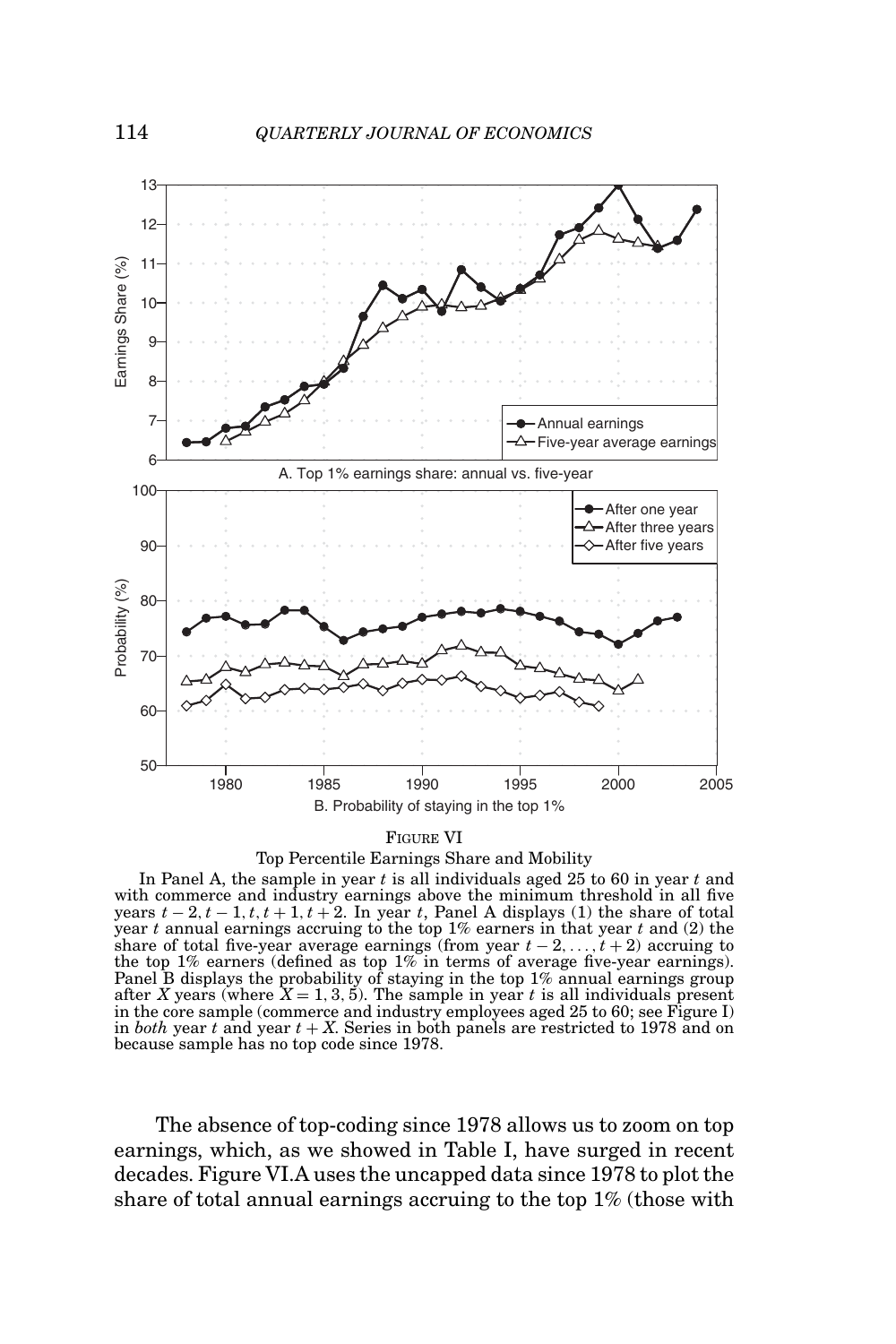FIGURE VI

Top Percentile Earnings Share and Mobility

In Panel A, the sample in year $t$ is all individuals aged 25 to 60 in year $t$ and with commerce and industry earnings above the minimum threshold in all five years $t-2, t-1, t, t+1, t+2$. In year $t$, Panel A displays (1) the share of total year $t$ annual earnings accruing to the top 1% earners in that year $t$ and (2) the share of total five-year average earnings (from year $t-2, \ldots, t+2$) accruing to the top 1% earners (defined as top 1% in terms of average five-year earnings). Panel B displays the probability of staying in the top 1% annual earnings group after $X$ years (where $X = 1, 3, 5$). The sample in year $t$ is all individuals present in the core sample (commerce and industry employees aged 25 to 60; see Figure I) in *both* year $t$ and year $t + X$. Series in both panels are restricted to 1978 and on because sample has no top code since 1978.

The absence of top-coding since 1978 allows us to zoom on top earnings, which, as we showed in Table I, have surged in recent decades. Figure VI.A uses the uncapped data since 1978 to plot the share of total annual earnings accruing to the top 1% (those with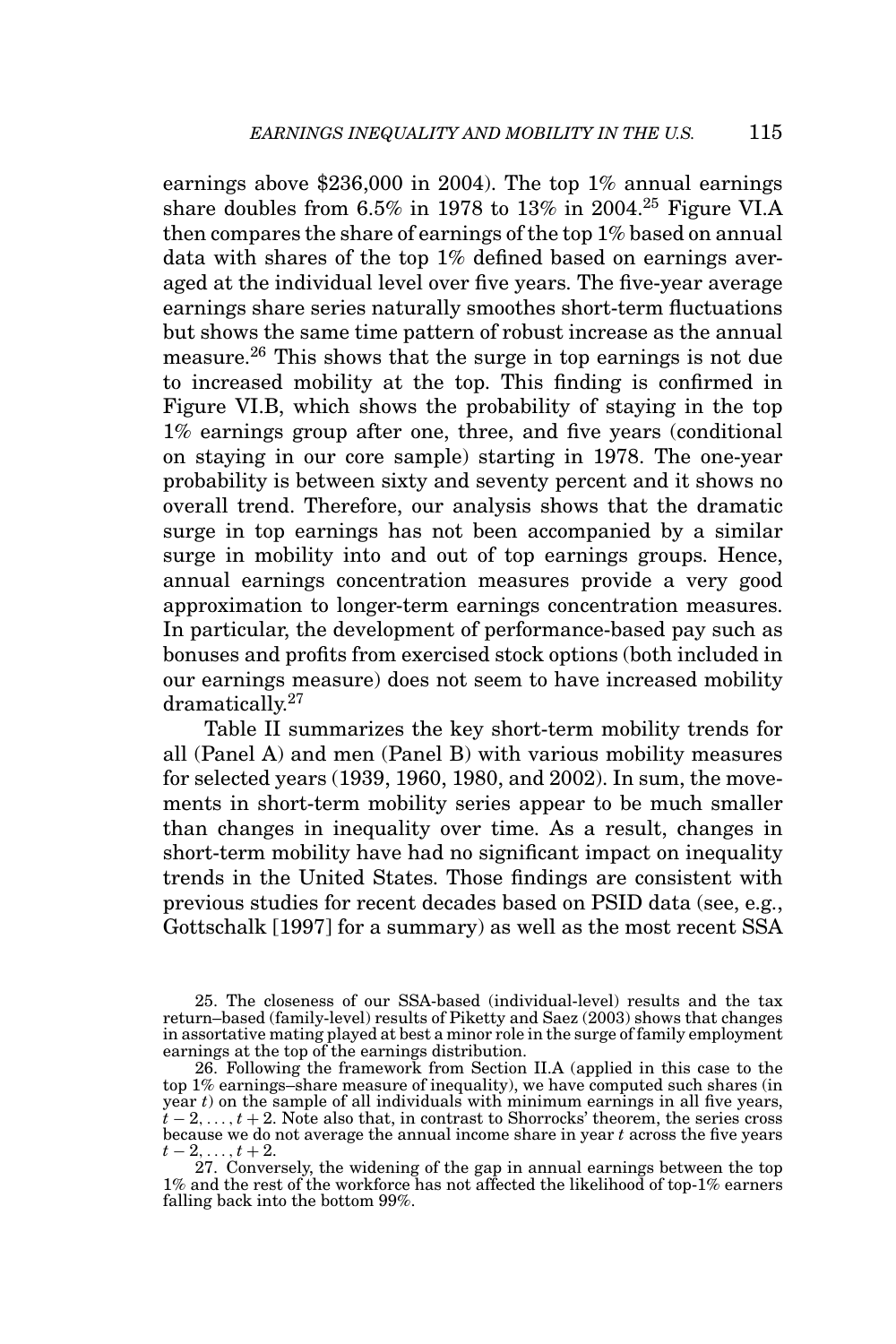earnings above \$236,000 in 2004). The top 1% annual earnings share doubles from 6.5% in 1978 to 13% in 2004.[25] Figure VI.A then compares the share of earnings of the top 1% based on annual data with shares of the top 1% defined based on earnings averaged at the individual level over five years. The five-year average earnings share series naturally smoothes short-term fluctuations but shows the same time pattern of robust increase as the annual measure.[26] This shows that the surge in top earnings is not due to increased mobility at the top. This finding is confirmed in Figure VI.B, which shows the probability of staying in the top 1% earnings group after one, three, and five years (conditional on staying in our core sample) starting in 1978. The one-year probability is between sixty and seventy percent and it shows no overall trend. Therefore, our analysis shows that the dramatic surge in top earnings has not been accompanied by a similar surge in mobility into and out of top earnings groups. Hence, annual earnings concentration measures provide a very good approximation to longer-term earnings concentration measures. In particular, the development of performance-based pay such as bonuses and profits from exercised stock options (both included in our earnings measure) does not seem to have increased mobility dramatically.[27]

Table II summarizes the key short-term mobility trends for all (Panel A) and men (Panel B) with various mobility measures for selected years (1939, 1960, 1980, and 2002). In sum, the movements in short-term mobility series appear to be much smaller than changes in inequality over time. As a result, changes in short-term mobility have had no significant impact on inequality trends in the United States. Those findings are consistent with previous studies for recent decades based on PSID data (see, e.g., Gottschalk [1997] for a summary) as well as the most recent SSA

25. The closeness of our SSA-based (individual-level) results and the tax return–based (family-level) results of Piketty and Saez (2003) shows that changes in assortative mating played at best a minor role in the surge of family employment earnings at the top of the earnings distribution.

26. Following the framework from Section II.A (applied in this case to the top 1% earnings–share measure of inequality), we have computed such shares (in year $t$) on the sample of all individuals with minimum earnings in all five years, $t-2, \ldots, t+2$. Note also that, in contrast to Shorrocks' theorem, the series cross because we do not average the annual income share in year $t$ across the five years $t-2, \ldots, t+2$.

27. Conversely, the widening of the gap in annual earnings between the top 1% and the rest of the workforce has not affected the likelihood of top-1% earners falling back into the bottom 99%.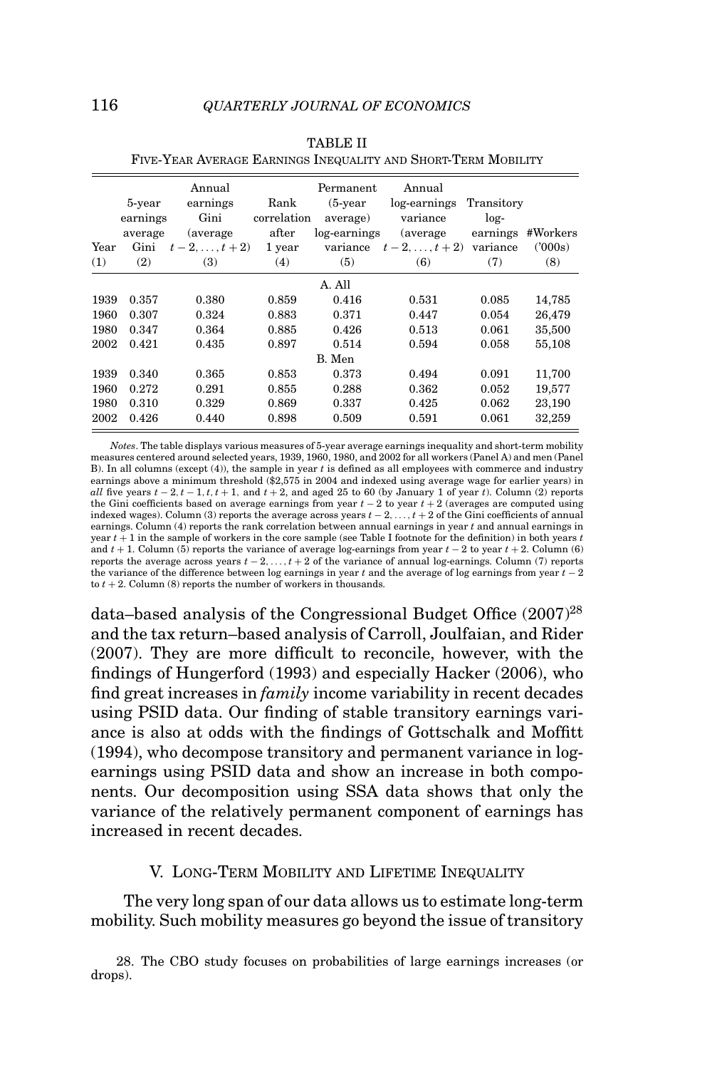TABLE II

FIVE-YEAR AVERAGE EARNINGS INEQUALITY AND SHORT-TERM MOBILITY

| Year (1) | 5-year earnings average Gini (2) | Annual earnings Gini (average $t-2,\ldots,t+2$) (3) | Rank correlation after 1 year (4) | Permanent (5-year average) log-earnings variance (5) | Annual log-earnings variance (average $t-2,\ldots,t+2$) (6) | Transitory log-earnings variance (7) | #Workers ('000s) (8) |
|---|---|---|---|---|---|---|---|
| | | | | A. All | | | |
| 1939 | 0.357 | 0.380 | 0.859 | 0.416 | 0.531 | 0.085 | 14,785 |
| 1960 | 0.307 | 0.324 | 0.883 | 0.371 | 0.447 | 0.054 | 26,479 |
| 1980 | 0.347 | 0.364 | 0.885 | 0.426 | 0.513 | 0.061 | 35,500 |
| 2002 | 0.421 | 0.435 | 0.897 | 0.514 | 0.594 | 0.058 | 55,108 |
| | | | | B. Men | | | |
| 1939 | 0.340 | 0.365 | 0.853 | 0.373 | 0.494 | 0.091 | 11,700 |
| 1960 | 0.272 | 0.291 | 0.855 | 0.288 | 0.362 | 0.052 | 19,577 |
| 1980 | 0.310 | 0.329 | 0.869 | 0.337 | 0.425 | 0.062 | 23,190 |
| 2002 | 0.426 | 0.440 | 0.898 | 0.509 | 0.591 | 0.061 | 32,259 |

*Notes*. The table displays various measures of 5-year average earnings inequality and short-term mobility measures centered around selected years, 1939, 1960, 1980, and 2002 for all workers (Panel A) and men (Panel B). In all columns (except (4)), the sample in year $t$ is defined as all employees with commerce and industry earnings above a minimum threshold ($2,575 in 2004 and indexed using average wage for earlier years) in *all* five years $t-2, t-1, t, t+1$, and $t+2$, and aged 25 to 60 (by January 1 of year $t$). Column (2) reports the Gini coefficients based on average earnings from year $t-2$ to year $t+2$ (averages are computed using indexed wages). Column (3) reports the average across years $t-2,\ldots,t+2$ of the Gini coefficients of annual earnings. Column (4) reports the rank correlation between annual earnings in year $t$ and annual earnings in year $t+1$ in the sample of workers in the core sample (see Table I footnote for the definition) in both years $t$ and $t+1$. Column (5) reports the variance of average log-earnings from year $t-2$ to year $t+2$. Column (6) reports the average across years $t-2,\ldots,t+2$ of the variance of annual log-earnings. Column (7) reports the variance of the difference between log earnings in year $t$ and the average of log earnings from year $t-2$ to $t+2$. Column (8) reports the number of workers in thousands.

data–based analysis of the Congressional Budget Office (2007)[28] and the tax return–based analysis of Carroll, Joulfaian, and Rider (2007). They are more difficult to reconcile, however, with the findings of Hungerford (1993) and especially Hacker (2006), who find great increases in *family* income variability in recent decades using PSID data. Our finding of stable transitory earnings variance is also at odds with the findings of Gottschalk and Moffitt (1994), who decompose transitory and permanent variance in log-earnings using PSID data and show an increase in both components. Our decomposition using SSA data shows that only the variance of the relatively permanent component of earnings has increased in recent decades.

## V. LONG-TERM MOBILITY AND LIFETIME INEQUALITY

The very long span of our data allows us to estimate long-term mobility. Such mobility measures go beyond the issue of transitory

28. The CBO study focuses on probabilities of large earnings increases (or drops).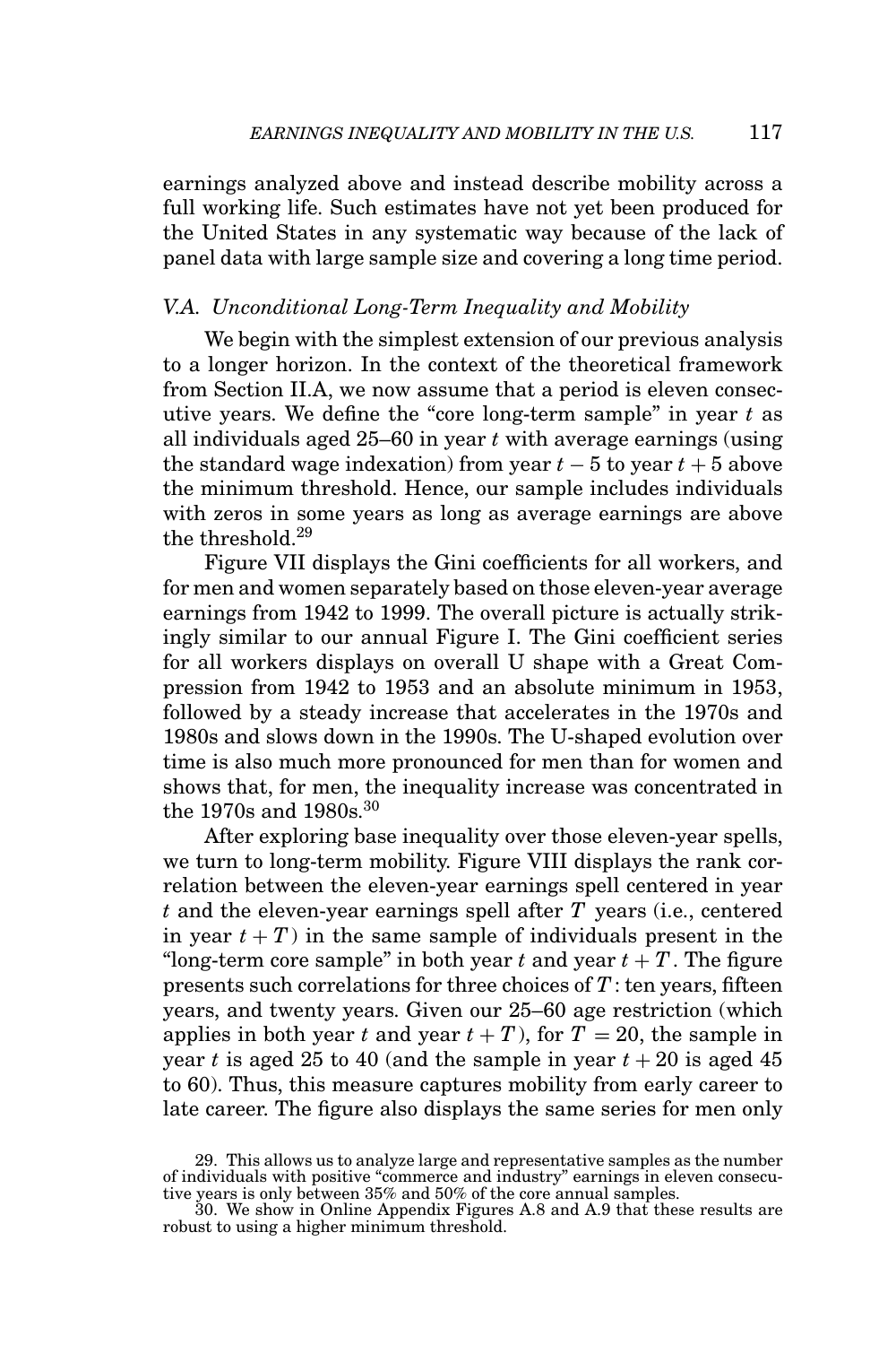earnings analyzed above and instead describe mobility across a full working life. Such estimates have not yet been produced for the United States in any systematic way because of the lack of panel data with large sample size and covering a long time period.

### *V.A. Unconditional Long-Term Inequality and Mobility*

We begin with the simplest extension of our previous analysis to a longer horizon. In the context of the theoretical framework from Section II.A, we now assume that a period is eleven consecutive years. We define the "core long-term sample" in year $t$ as all individuals aged 25–60 in year $t$ with average earnings (using the standard wage indexation) from year $t-5$ to year $t+5$ above the minimum threshold. Hence, our sample includes individuals with zeros in some years as long as average earnings are above the threshold.[29]

Figure VII displays the Gini coefficients for all workers, and for men and women separately based on those eleven-year average earnings from 1942 to 1999. The overall picture is actually strikingly similar to our annual Figure I. The Gini coefficient series for all workers displays on overall U shape with a Great Compression from 1942 to 1953 and an absolute minimum in 1953, followed by a steady increase that accelerates in the 1970s and 1980s and slows down in the 1990s. The U-shaped evolution over time is also much more pronounced for men than for women and shows that, for men, the inequality increase was concentrated in the 1970s and 1980s.[30]

After exploring base inequality over those eleven-year spells, we turn to long-term mobility. Figure VIII displays the rank correlation between the eleven-year earnings spell centered in year $t$ and the eleven-year earnings spell after $T$ years (i.e., centered in year $t+T$) in the same sample of individuals present in the "long-term core sample" in both year $t$ and year $t+T$. The figure presents such correlations for three choices of $T$: ten years, fifteen years, and twenty years. Given our 25–60 age restriction (which applies in both year $t$ and year $t+T$), for $T=20$, the sample in year $t$ is aged 25 to 40 (and the sample in year $t+20$ is aged 45 to 60). Thus, this measure captures mobility from early career to late career. The figure also displays the same series for men only

29. This allows us to analyze large and representative samples as the number of individuals with positive "commerce and industry" earnings in eleven consecutive years is only between 35% and 50% of the core annual samples.

30. We show in Online Appendix Figures A.8 and A.9 that these results are robust to using a higher minimum threshold.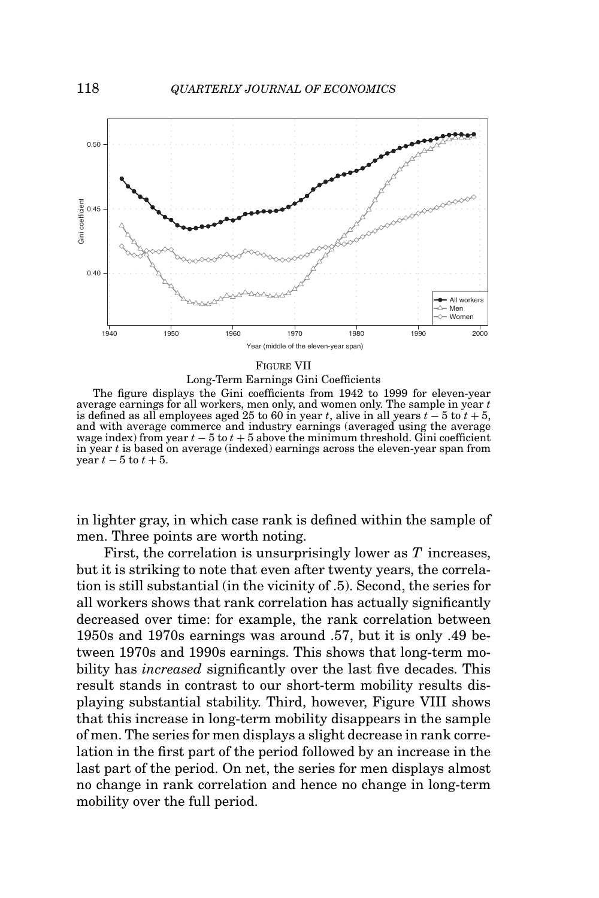FIGURE VII

Long-Term Earnings Gini Coefficients

The figure displays the Gini coefficients from 1942 to 1999 for eleven-year average earnings for all workers, men only, and women only. The sample in year $t$ is defined as all employees aged 25 to 60 in year $t$, alive in all years $t-5$ to $t+5$, and with average commerce and industry earnings (averaged using the average wage index) from year $t-5$ to $t+5$ above the minimum threshold. Gini coefficient in year $t$ is based on average (indexed) earnings across the eleven-year span from year $t-5$ to $t+5$.

in lighter gray, in which case rank is defined within the sample of men. Three points are worth noting.

First, the correlation is unsurprisingly lower as $T$ increases, but it is striking to note that even after twenty years, the correlation is still substantial (in the vicinity of .5). Second, the series for all workers shows that rank correlation has actually significantly decreased over time: for example, the rank correlation between 1950s and 1970s earnings was around .57, but it is only .49 between 1970s and 1990s earnings. This shows that long-term mobility has *increased* significantly over the last five decades. This result stands in contrast to our short-term mobility results displaying substantial stability. Third, however, Figure VIII shows that this increase in long-term mobility disappears in the sample of men. The series for men displays a slight decrease in rank correlation in the first part of the period followed by an increase in the last part of the period. On net, the series for men displays almost no change in rank correlation and hence no change in long-term mobility over the full period.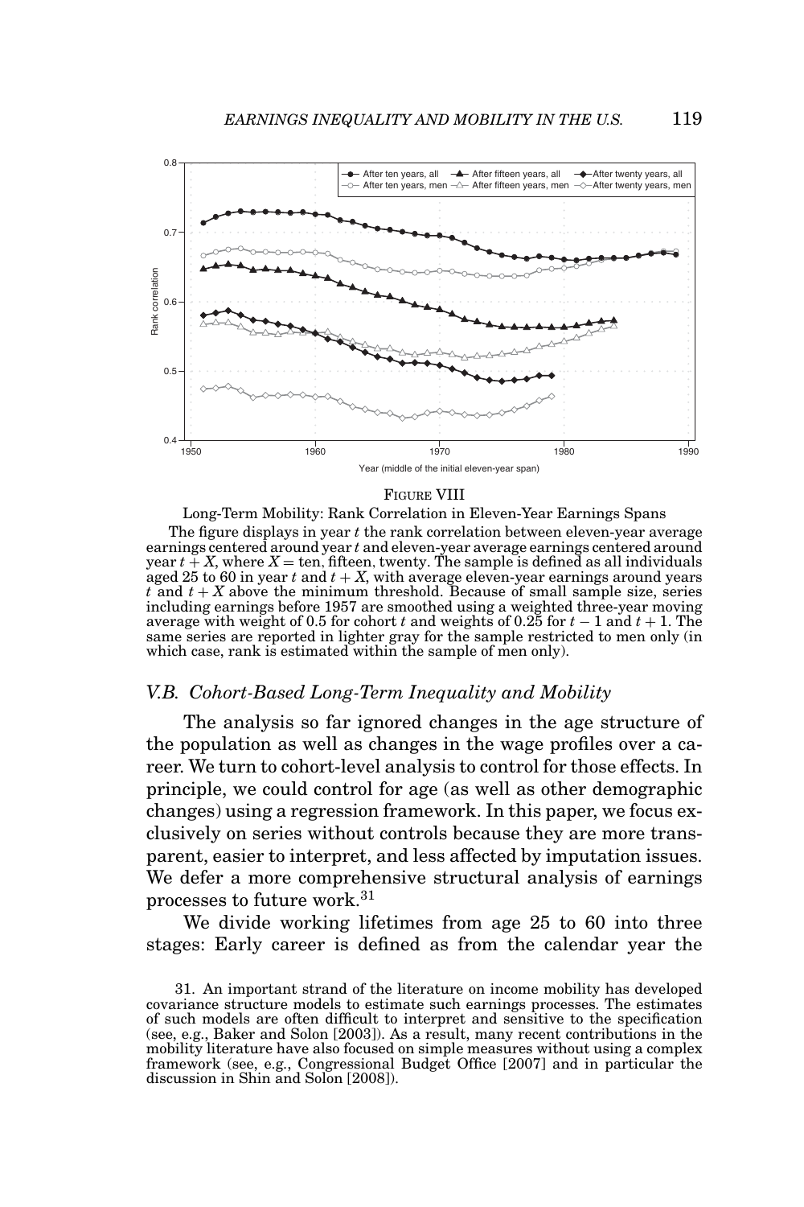FIGURE VIII

Long-Term Mobility: Rank Correlation in Eleven-Year Earnings Spans

The figure displays in year $t$ the rank correlation between eleven-year average earnings centered around year $t$ and eleven-year average earnings centered around year $t + X$, where $X =$ ten, fifteen, twenty. The sample is defined as all individuals aged 25 to 60 in year $t$ and $t + X$, with average eleven-year earnings around years $t$ and $t + X$ above the minimum threshold. Because of small sample size, series including earnings before 1957 are smoothed using a weighted three-year moving average with weight of 0.5 for cohort $t$ and weights of 0.25 for $t - 1$ and $t + 1$. The same series are reported in lighter gray for the sample restricted to men only (in which case, rank is estimated within the sample of men only).

### V.B. *Cohort-Based Long-Term Inequality and Mobility*

The analysis so far ignored changes in the age structure of the population as well as changes in the wage profiles over a career. We turn to cohort-level analysis to control for those effects. In principle, we could control for age (as well as other demographic changes) using a regression framework. In this paper, we focus exclusively on series without controls because they are more transparent, easier to interpret, and less affected by imputation issues. We defer a more comprehensive structural analysis of earnings processes to future work.[31]

We divide working lifetimes from age 25 to 60 into three stages: Early career is defined as from the calendar year the

31. An important strand of the literature on income mobility has developed covariance structure models to estimate such earnings processes. The estimates of such models are often difficult to interpret and sensitive to the specification (see, e.g., Baker and Solon [2003]). As a result, many recent contributions in the mobility literature have also focused on simple measures without using a complex framework (see, e.g., Congressional Budget Office [2007] and in particular the discussion in Shin and Solon [2008]).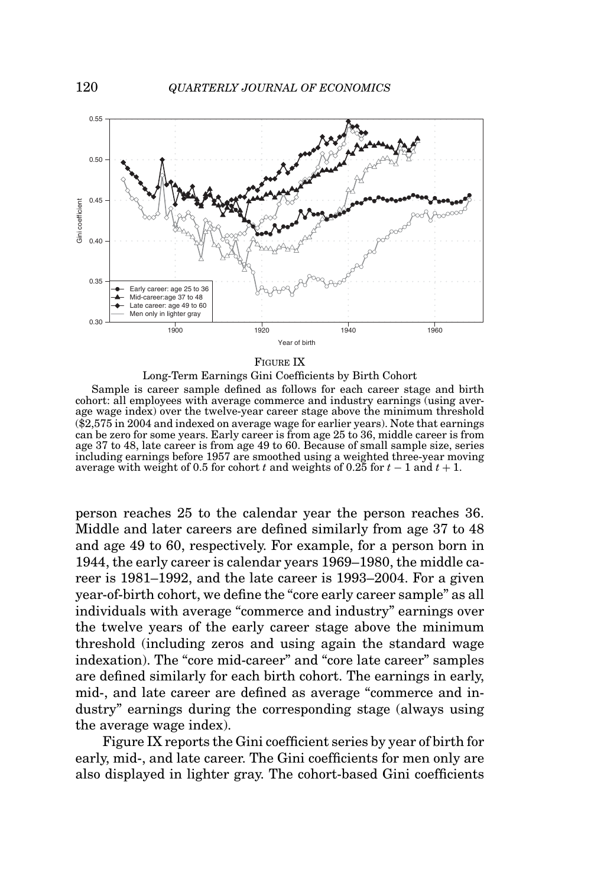FIGURE IX

Long-Term Earnings Gini Coefficients by Birth Cohort

Sample is career sample defined as follows for each career stage and birth cohort: all employees with average commerce and industry earnings (using average wage index) over the twelve-year career stage above the minimum threshold ($2,575 in 2004 and indexed on average wage for earlier years). Note that earnings can be zero for some years. Early career is from age 25 to 36, middle career is from age 37 to 48, late career is from age 49 to 60. Because of small sample size, series including earnings before 1957 are smoothed using a weighted three-year moving average with weight of 0.5 for cohort $t$ and weights of 0.25 for $t - 1$ and $t + 1$.

person reaches 25 to the calendar year the person reaches 36. Middle and later careers are defined similarly from age 37 to 48 and age 49 to 60, respectively. For example, for a person born in 1944, the early career is calendar years 1969–1980, the middle career is 1981–1992, and the late career is 1993–2004. For a given year-of-birth cohort, we define the "core early career sample" as all individuals with average "commerce and industry" earnings over the twelve years of the early career stage above the minimum threshold (including zeros and using again the standard wage indexation). The "core mid-career" and "core late career" samples are defined similarly for each birth cohort. The earnings in early, mid-, and late career are defined as average "commerce and industry" earnings during the corresponding stage (always using the average wage index).

Figure IX reports the Gini coefficient series by year of birth for early, mid-, and late career. The Gini coefficients for men only are also displayed in lighter gray. The cohort-based Gini coefficients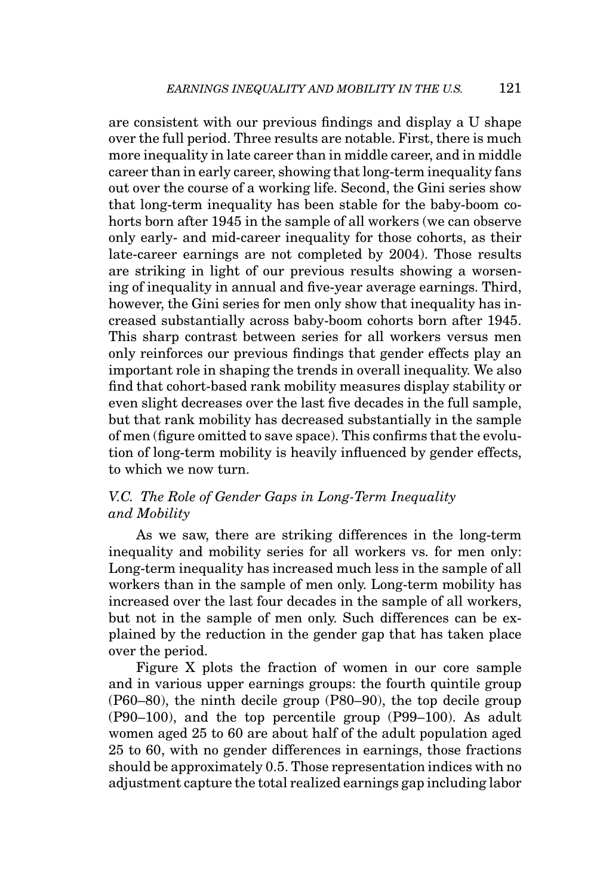are consistent with our previous findings and display a U shape over the full period. Three results are notable. First, there is much more inequality in late career than in middle career, and in middle career than in early career, showing that long-term inequality fans out over the course of a working life. Second, the Gini series show that long-term inequality has been stable for the baby-boom cohorts born after 1945 in the sample of all workers (we can observe only early- and mid-career inequality for those cohorts, as their late-career earnings are not completed by 2004). Those results are striking in light of our previous results showing a worsening of inequality in annual and five-year average earnings. Third, however, the Gini series for men only show that inequality has increased substantially across baby-boom cohorts born after 1945. This sharp contrast between series for all workers versus men only reinforces our previous findings that gender effects play an important role in shaping the trends in overall inequality. We also find that cohort-based rank mobility measures display stability or even slight decreases over the last five decades in the full sample, but that rank mobility has decreased substantially in the sample of men (figure omitted to save space). This confirms that the evolution of long-term mobility is heavily influenced by gender effects, to which we now turn.

### *V.C. The Role of Gender Gaps in Long-Term Inequality and Mobility*

As we saw, there are striking differences in the long-term inequality and mobility series for all workers vs. for men only: Long-term inequality has increased much less in the sample of all workers than in the sample of men only. Long-term mobility has increased over the last four decades in the sample of all workers, but not in the sample of men only. Such differences can be explained by the reduction in the gender gap that has taken place over the period.

Figure X plots the fraction of women in our core sample and in various upper earnings groups: the fourth quintile group (P60–80), the ninth decile group (P80–90), the top decile group (P90–100), and the top percentile group (P99–100). As adult women aged 25 to 60 are about half of the adult population aged 25 to 60, with no gender differences in earnings, those fractions should be approximately 0.5. Those representation indices with no adjustment capture the total realized earnings gap including labor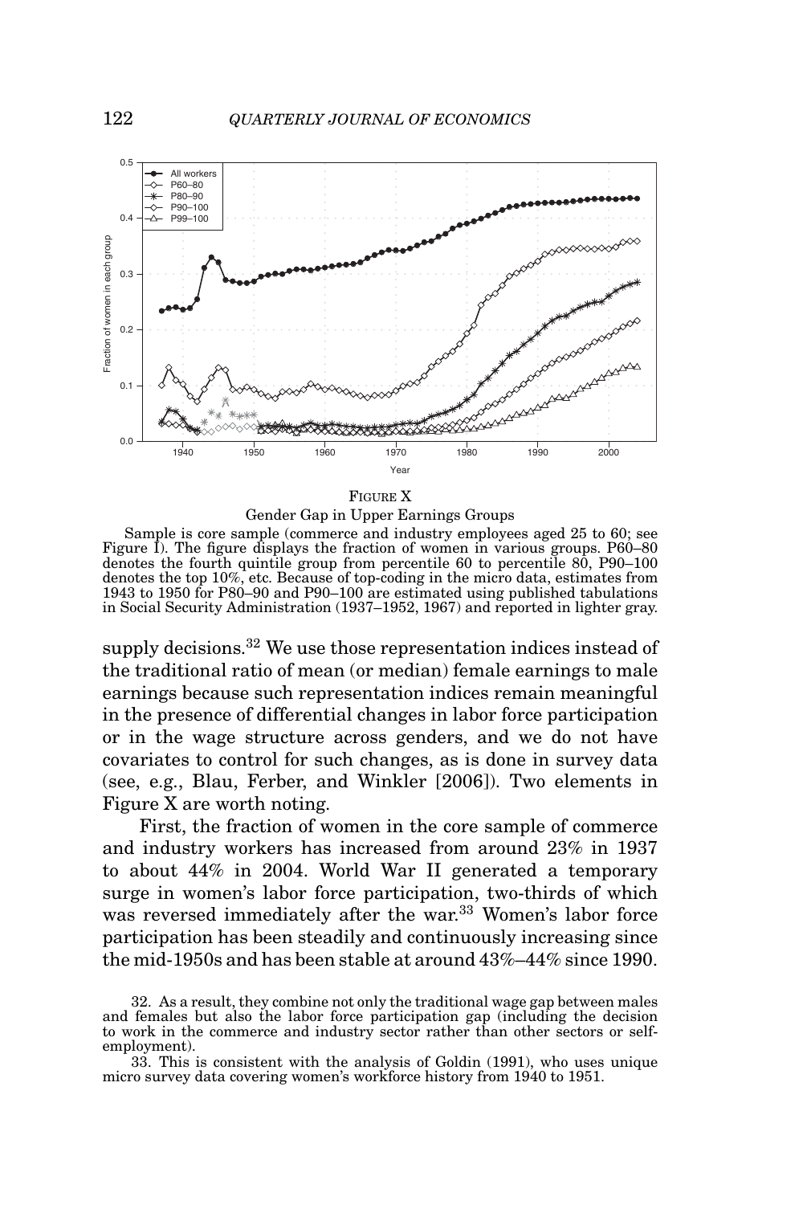FIGURE X

Gender Gap in Upper Earnings Groups

Sample is core sample (commerce and industry employees aged 25 to 60; see Figure I). The figure displays the fraction of women in various groups. P60–80 denotes the fourth quintile group from percentile 60 to percentile 80, P90–100 denotes the top 10%, etc. Because of top-coding in the micro data, estimates from 1943 to 1950 for P80–90 and P90–100 are estimated using published tabulations in Social Security Administration (1937–1952, 1967) and reported in lighter gray.

supply decisions.[32] We use those representation indices instead of the traditional ratio of mean (or median) female earnings to male earnings because such representation indices remain meaningful in the presence of differential changes in labor force participation or in the wage structure across genders, and we do not have covariates to control for such changes, as is done in survey data (see, e.g., Blau, Ferber, and Winkler [2006]). Two elements in Figure X are worth noting.

First, the fraction of women in the core sample of commerce and industry workers has increased from around 23% in 1937 to about 44% in 2004. World War II generated a temporary surge in women's labor force participation, two-thirds of which was reversed immediately after the war.[33] Women's labor force participation has been steadily and continuously increasing since the mid-1950s and has been stable at around 43%–44% since 1990.

32. As a result, they combine not only the traditional wage gap between males and females but also the labor force participation gap (including the decision to work in the commerce and industry sector rather than other sectors or self-employment).

33. This is consistent with the analysis of Goldin (1991), who uses unique micro survey data covering women's workforce history from 1940 to 1951.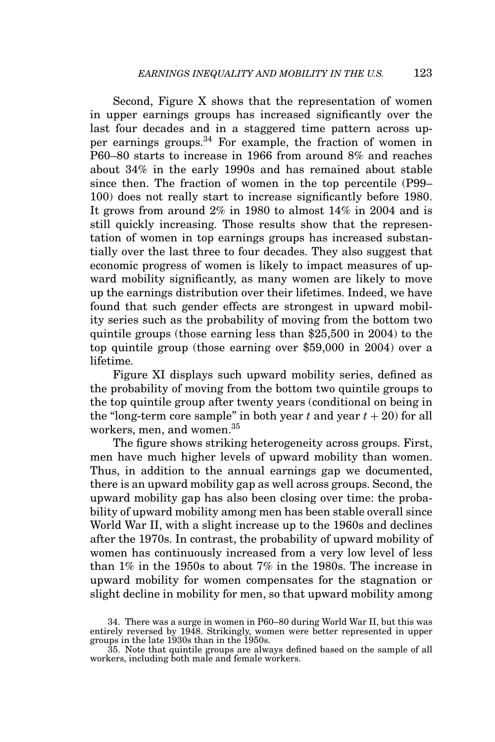Second, Figure X shows that the representation of women in upper earnings groups has increased significantly over the last four decades and in a staggered time pattern across upper earnings groups.[34] For example, the fraction of women in P60–80 starts to increase in 1966 from around 8% and reaches about 34% in the early 1990s and has remained about stable since then. The fraction of women in the top percentile (P99–100) does not really start to increase significantly before 1980. It grows from around 2% in 1980 to almost 14% in 2004 and is still quickly increasing. Those results show that the representation of women in top earnings groups has increased substantially over the last three to four decades. They also suggest that economic progress of women is likely to impact measures of upward mobility significantly, as many women are likely to move up the earnings distribution over their lifetimes. Indeed, we have found that such gender effects are strongest in upward mobility series such as the probability of moving from the bottom two quintile groups (those earning less than $25,500 in 2004) to the top quintile group (those earning over $59,000 in 2004) over a lifetime.

Figure XI displays such upward mobility series, defined as the probability of moving from the bottom two quintile groups to the top quintile group after twenty years (conditional on being in the "long-term core sample" in both year $t$ and year $t + 20$) for all workers, men, and women.[35]

The figure shows striking heterogeneity across groups. First, men have much higher levels of upward mobility than women. Thus, in addition to the annual earnings gap we documented, there is an upward mobility gap as well across groups. Second, the upward mobility gap has also been closing over time: the probability of upward mobility among men has been stable overall since World War II, with a slight increase up to the 1960s and declines after the 1970s. In contrast, the probability of upward mobility of women has continuously increased from a very low level of less than 1% in the 1950s to about 7% in the 1980s. The increase in upward mobility for women compensates for the stagnation or slight decline in mobility for men, so that upward mobility among

34. There was a surge in women in P60–80 during World War II, but this was entirely reversed by 1948. Strikingly, women were better represented in upper groups in the late 1930s than in the 1950s.

35. Note that quintile groups are always defined based on the sample of all workers, including both male and female workers.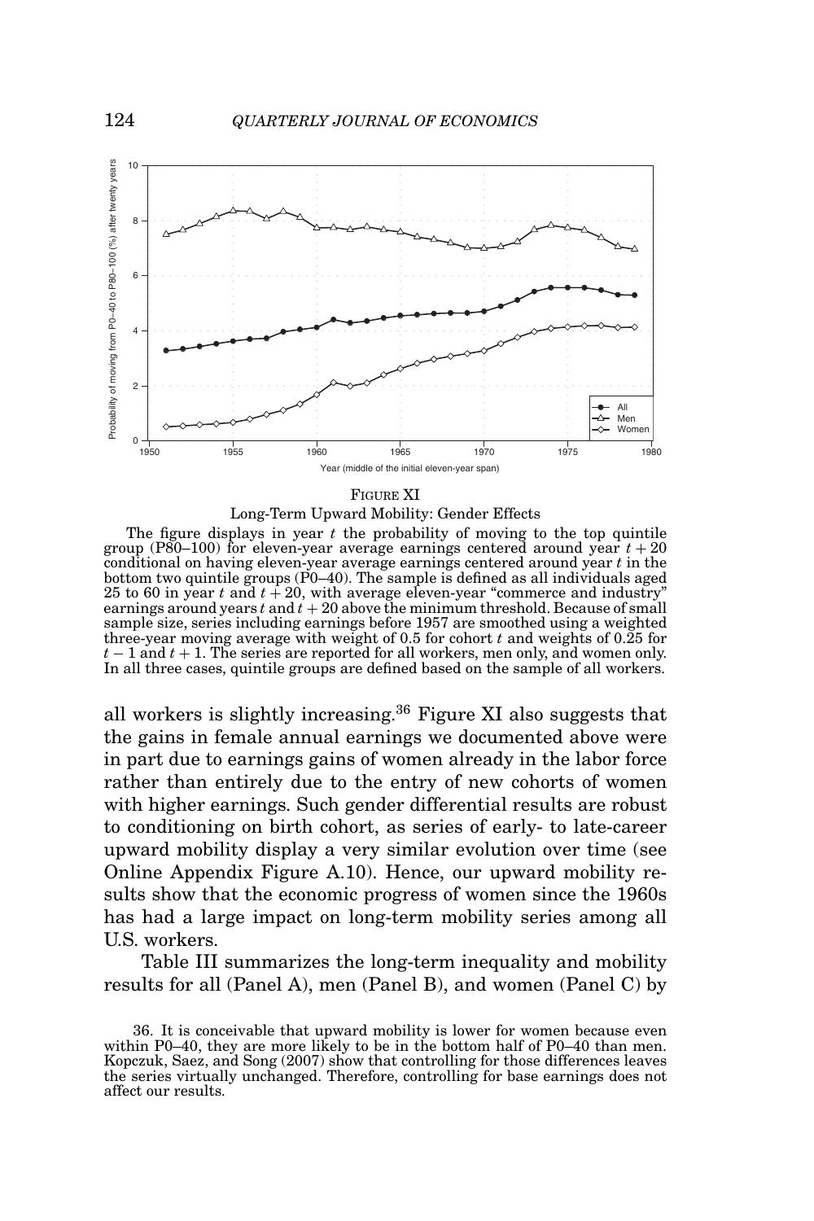FIGURE XI

Long-Term Upward Mobility: Gender Effects

The figure displays in year $t$ the probability of moving to the top quintile group (P80–100) for eleven-year average earnings centered around year $t + 20$ conditional on having eleven-year average earnings centered around year $t$ in the bottom two quintile groups (P0–40). The sample is defined as all individuals aged 25 to 60 in year $t$ and $t + 20$, with average eleven-year "commerce and industry" earnings around years $t$ and $t + 20$ above the minimum threshold. Because of small sample size, series including earnings before 1957 are smoothed using a weighted three-year moving average with weight of 0.5 for cohort $t$ and weights of 0.25 for $t - 1$ and $t + 1$. The series are reported for all workers, men only, and women only. In all three cases, quintile groups are defined based on the sample of all workers.

all workers is slightly increasing.[36] Figure XI also suggests that the gains in female annual earnings we documented above were in part due to earnings gains of women already in the labor force rather than entirely due to the entry of new cohorts of women with higher earnings. Such gender differential results are robust to conditioning on birth cohort, as series of early- to late-career upward mobility display a very similar evolution over time (see Online Appendix Figure A.10). Hence, our upward mobility results show that the economic progress of women since the 1960s has had a large impact on long-term mobility series among all U.S. workers.

Table III summarizes the long-term inequality and mobility results for all (Panel A), men (Panel B), and women (Panel C) by

36. It is conceivable that upward mobility is lower for women because even within P0–40, they are more likely to be in the bottom half of P0–40 than men. Kopczuk, Saez, and Song (2007) show that controlling for those differences leaves the series virtually unchanged. Therefore, controlling for base earnings does not affect our results.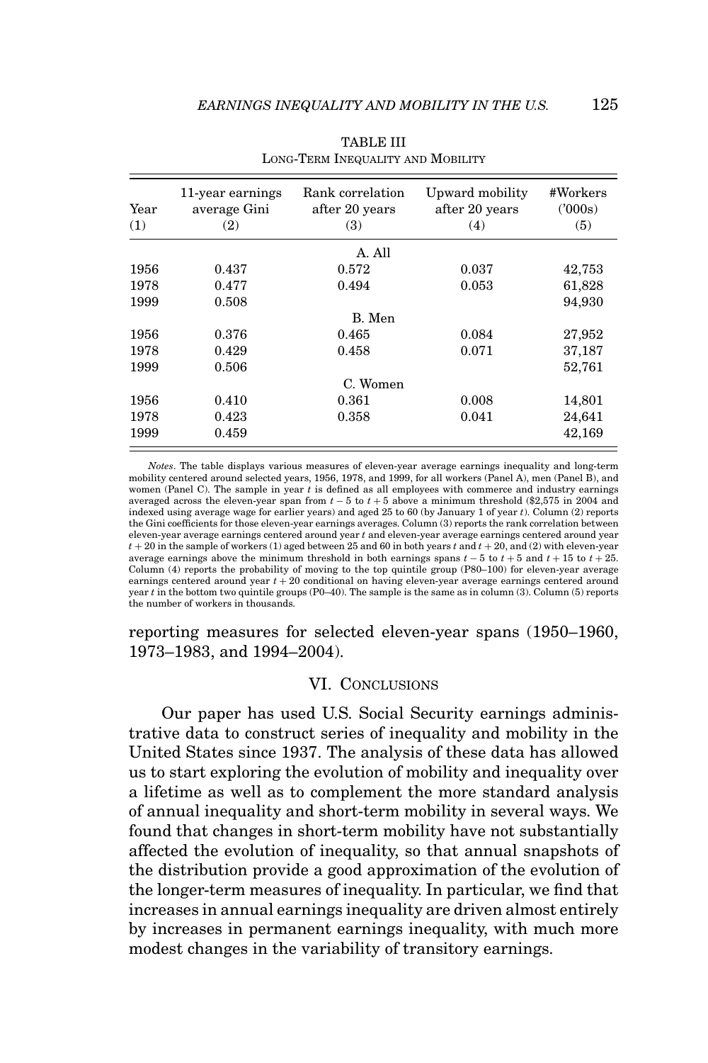TABLE III
LONG-TERM INEQUALITY AND MOBILITY

| Year (1) | 11-year earnings average Gini (2) | Rank correlation after 20 years (3) | Upward mobility after 20 years (4) | #Workers ('000s) (5) |
|---|---|---|---|---|
| | | A. All | | |
| 1956 | 0.437 | 0.572 | 0.037 | 42,753 |
| 1978 | 0.477 | 0.494 | 0.053 | 61,828 |
| 1999 | 0.508 | | | 94,930 |
| | | B. Men | | |
| 1956 | 0.376 | 0.465 | 0.084 | 27,952 |
| 1978 | 0.429 | 0.458 | 0.071 | 37,187 |
| 1999 | 0.506 | | | 52,761 |
| | | C. Women | | |
| 1956 | 0.410 | 0.361 | 0.008 | 14,801 |
| 1978 | 0.423 | 0.358 | 0.041 | 24,641 |
| 1999 | 0.459 | | | 42,169 |

*Notes*. The table displays various measures of eleven-year average earnings inequality and long-term mobility centered around selected years, 1956, 1978, and 1999, for all workers (Panel A), men (Panel B), and women (Panel C). The sample in year $t$ is defined as all employees with commerce and industry earnings averaged across the eleven-year span from $t-5$ to $t+5$ above a minimum threshold ($2,575 in 2004 and indexed using average wage for earlier years) and aged 25 to 60 (by January 1 of year $t$). Column (2) reports the Gini coefficients for those eleven-year earnings averages. Column (3) reports the rank correlation between eleven-year average earnings centered around year $t$ and eleven-year average earnings centered around year $t+20$ in the sample of workers (1) aged between 25 and 60 in both years $t$ and $t+20$, and (2) with eleven-year average earnings above the minimum threshold in both earnings spans $t-5$ to $t+5$ and $t+15$ to $t+25$. Column (4) reports the probability of moving to the top quintile group (P80–100) for eleven-year average earnings centered around year $t+20$ conditional on having eleven-year average earnings centered around year $t$ in the bottom two quintile groups (P0–40). The sample is the same as in column (3). Column (5) reports the number of workers in thousands.

reporting measures for selected eleven-year spans (1950–1960, 1973–1983, and 1994–2004).

## VI. CONCLUSIONS

Our paper has used U.S. Social Security earnings administrative data to construct series of inequality and mobility in the United States since 1937. The analysis of these data has allowed us to start exploring the evolution of mobility and inequality over a lifetime as well as to complement the more standard analysis of annual inequality and short-term mobility in several ways. We found that changes in short-term mobility have not substantially affected the evolution of inequality, so that annual snapshots of the distribution provide a good approximation of the evolution of the longer-term measures of inequality. In particular, we find that increases in annual earnings inequality are driven almost entirely by increases in permanent earnings inequality, with much more modest changes in the variability of transitory earnings.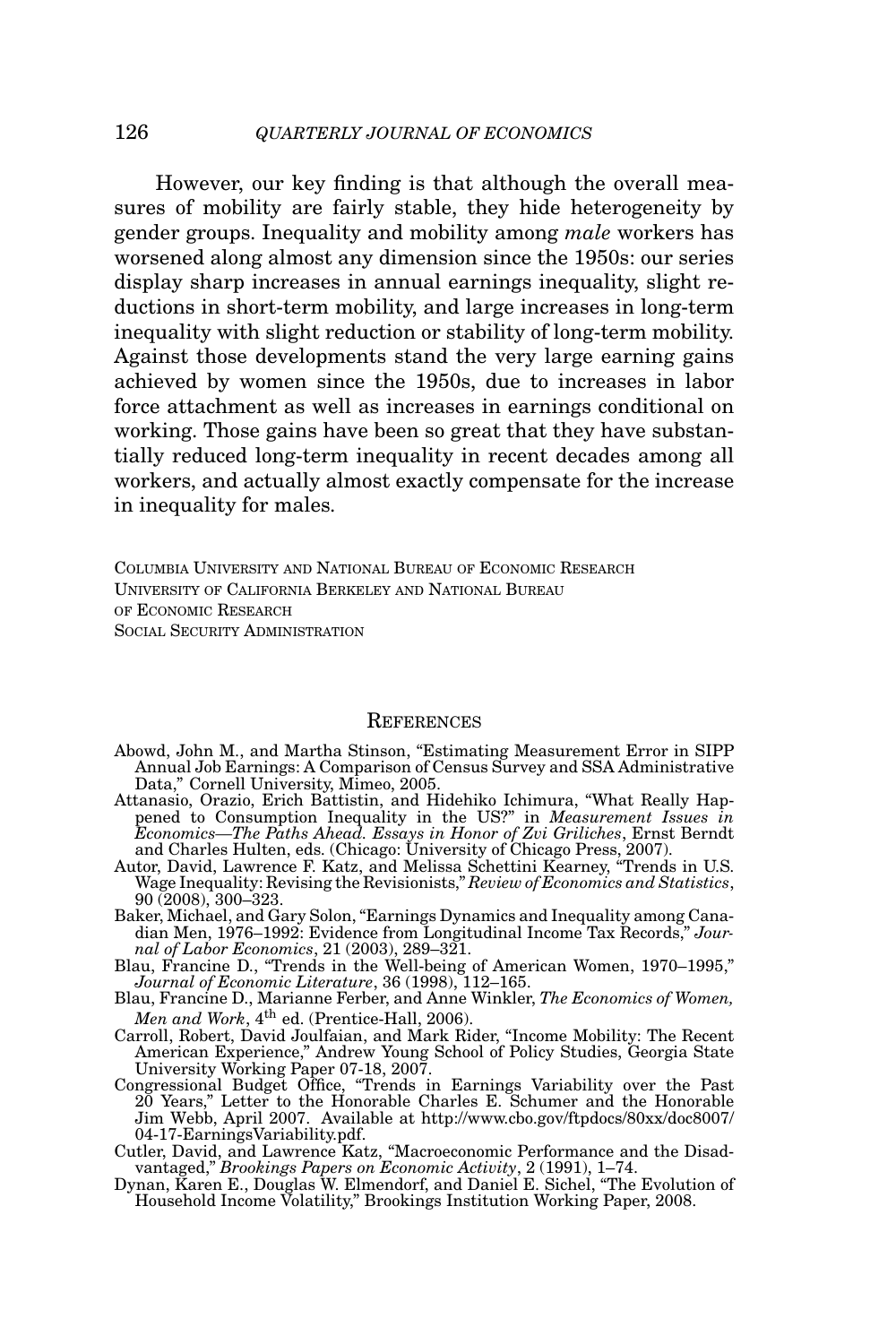However, our key finding is that although the overall measures of mobility are fairly stable, they hide heterogeneity by gender groups. Inequality and mobility among *male* workers has worsened along almost any dimension since the 1950s: our series display sharp increases in annual earnings inequality, slight reductions in short-term mobility, and large increases in long-term inequality with slight reduction or stability of long-term mobility. Against those developments stand the very large earning gains achieved by women since the 1950s, due to increases in labor force attachment as well as increases in earnings conditional on working. Those gains have been so great that they have substantially reduced long-term inequality in recent decades among all workers, and actually almost exactly compensate for the increase in inequality for males.

Columbia University and National Bureau of Economic Research
University of California Berkeley and National Bureau of Economic Research
Social Security Administration

## References

Abowd, John M., and Martha Stinson, "Estimating Measurement Error in SIPP Annual Job Earnings: A Comparison of Census Survey and SSA Administrative Data," Cornell University, Mimeo, 2005.

Attanasio, Orazio, Erich Battistin, and Hidehiko Ichimura, "What Really Happened to Consumption Inequality in the US?" in *Measurement Issues in Economics—The Paths Ahead. Essays in Honor of Zvi Griliches*, Ernst Berndt and Charles Hulten, eds. (Chicago: University of Chicago Press, 2007).

Autor, David, Lawrence F. Katz, and Melissa Schettini Kearney, "Trends in U.S. Wage Inequality: Revising the Revisionists," *Review of Economics and Statistics*, 90 (2008), 300–323.

Baker, Michael, and Gary Solon, "Earnings Dynamics and Inequality among Canadian Men, 1976–1992: Evidence from Longitudinal Income Tax Records," *Journal of Labor Economics*, 21 (2003), 289–321.

Blau, Francine D., "Trends in the Well-being of American Women, 1970–1995," *Journal of Economic Literature*, 36 (1998), 112–165.

Blau, Francine D., Marianne Ferber, and Anne Winkler, *The Economics of Women, Men and Work*, 4th ed. (Prentice-Hall, 2006).

Carroll, Robert, David Joulfaian, and Mark Rider, "Income Mobility: The Recent American Experience," Andrew Young School of Policy Studies, Georgia State University Working Paper 07-18, 2007.

Congressional Budget Office, "Trends in Earnings Variability over the Past 20 Years," Letter to the Honorable Charles E. Schumer and the Honorable Jim Webb, April 2007. Available at http://www.cbo.gov/ftpdocs/80xx/doc8007/04-17-EarningsVariability.pdf.

Cutler, David, and Lawrence Katz, "Macroeconomic Performance and the Disadvantaged," *Brookings Papers on Economic Activity*, 2 (1991), 1–74.

Dynan, Karen E., Douglas W. Elmendorf, and Daniel E. Sichel, "The Evolution of Household Income Volatility," Brookings Institution Working Paper, 2008.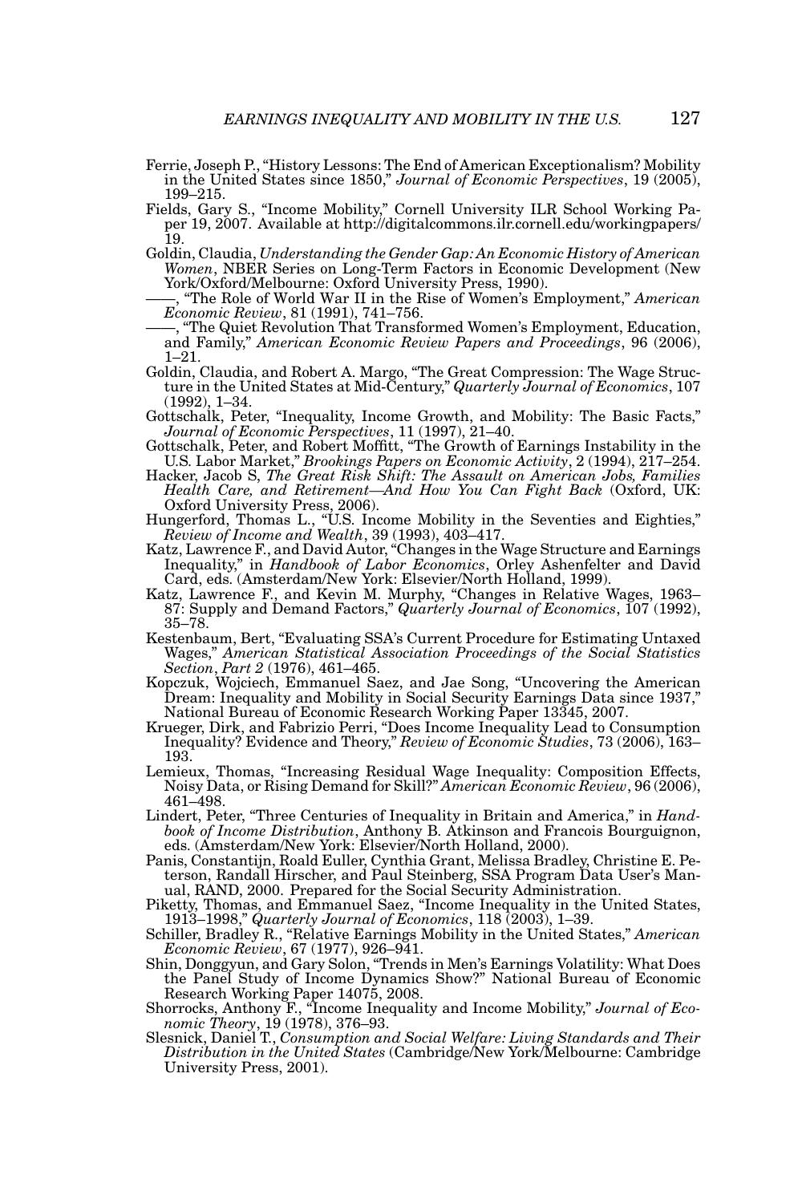Ferrie, Joseph P., "History Lessons: The End of American Exceptionalism? Mobility in the United States since 1850," *Journal of Economic Perspectives*, 19 (2005), 199–215.

Fields, Gary S., "Income Mobility," Cornell University ILR School Working Paper 19, 2007. Available at http://digitalcommons.ilr.cornell.edu/workingpapers/19.

Goldin, Claudia, *Understanding the Gender Gap: An Economic History of American Women*, NBER Series on Long-Term Factors in Economic Development (New York/Oxford/Melbourne: Oxford University Press, 1990).

——, "The Role of World War II in the Rise of Women's Employment," *American Economic Review*, 81 (1991), 741–756.

——, "The Quiet Revolution That Transformed Women's Employment, Education, and Family," *American Economic Review Papers and Proceedings*, 96 (2006), 1–21.

Goldin, Claudia, and Robert A. Margo, "The Great Compression: The Wage Structure in the United States at Mid-Century," *Quarterly Journal of Economics*, 107 (1992), 1–34.

Gottschalk, Peter, "Inequality, Income Growth, and Mobility: The Basic Facts," *Journal of Economic Perspectives*, 11 (1997), 21–40.

Gottschalk, Peter, and Robert Moffitt, "The Growth of Earnings Instability in the U.S. Labor Market," *Brookings Papers on Economic Activity*, 2 (1994), 217–254.

Hacker, Jacob S, *The Great Risk Shift: The Assault on American Jobs, Families Health Care, and Retirement—And How You Can Fight Back* (Oxford, UK: Oxford University Press, 2006).

Hungerford, Thomas L., "U.S. Income Mobility in the Seventies and Eighties," *Review of Income and Wealth*, 39 (1993), 403–417.

Katz, Lawrence F., and David Autor, "Changes in the Wage Structure and Earnings Inequality," in *Handbook of Labor Economics*, Orley Ashenfelter and David Card, eds. (Amsterdam/New York: Elsevier/North Holland, 1999).

Katz, Lawrence F., and Kevin M. Murphy, "Changes in Relative Wages, 1963–87: Supply and Demand Factors," *Quarterly Journal of Economics*, 107 (1992), 35–78.

Kestenbaum, Bert, "Evaluating SSA's Current Procedure for Estimating Untaxed Wages," *American Statistical Association Proceedings of the Social Statistics Section*, *Part 2* (1976), 461–465.

Kopczuk, Wojciech, Emmanuel Saez, and Jae Song, "Uncovering the American Dream: Inequality and Mobility in Social Security Earnings Data since 1937," National Bureau of Economic Research Working Paper 13345, 2007.

Krueger, Dirk, and Fabrizio Perri, "Does Income Inequality Lead to Consumption Inequality? Evidence and Theory," *Review of Economic Studies*, 73 (2006), 163–193.

Lemieux, Thomas, "Increasing Residual Wage Inequality: Composition Effects, Noisy Data, or Rising Demand for Skill?" *American Economic Review*, 96 (2006), 461–498.

Lindert, Peter, "Three Centuries of Inequality in Britain and America," in *Handbook of Income Distribution*, Anthony B. Atkinson and Francois Bourguignon, eds. (Amsterdam/New York: Elsevier/North Holland, 2000).

Panis, Constantijn, Roald Euller, Cynthia Grant, Melissa Bradley, Christine E. Peterson, Randall Hirscher, and Paul Steinberg, SSA Program Data User's Manual, RAND, 2000. Prepared for the Social Security Administration.

Piketty, Thomas, and Emmanuel Saez, "Income Inequality in the United States, 1913–1998," *Quarterly Journal of Economics*, 118 (2003), 1–39.

Schiller, Bradley R., "Relative Earnings Mobility in the United States," *American Economic Review*, 67 (1977), 926–941.

Shin, Donggyun, and Gary Solon, "Trends in Men's Earnings Volatility: What Does the Panel Study of Income Dynamics Show?" National Bureau of Economic Research Working Paper 14075, 2008.

Shorrocks, Anthony F., "Income Inequality and Income Mobility," *Journal of Economic Theory*, 19 (1978), 376–93.

Slesnick, Daniel T., *Consumption and Social Welfare: Living Standards and Their Distribution in the United States* (Cambridge/New York/Melbourne: Cambridge University Press, 2001).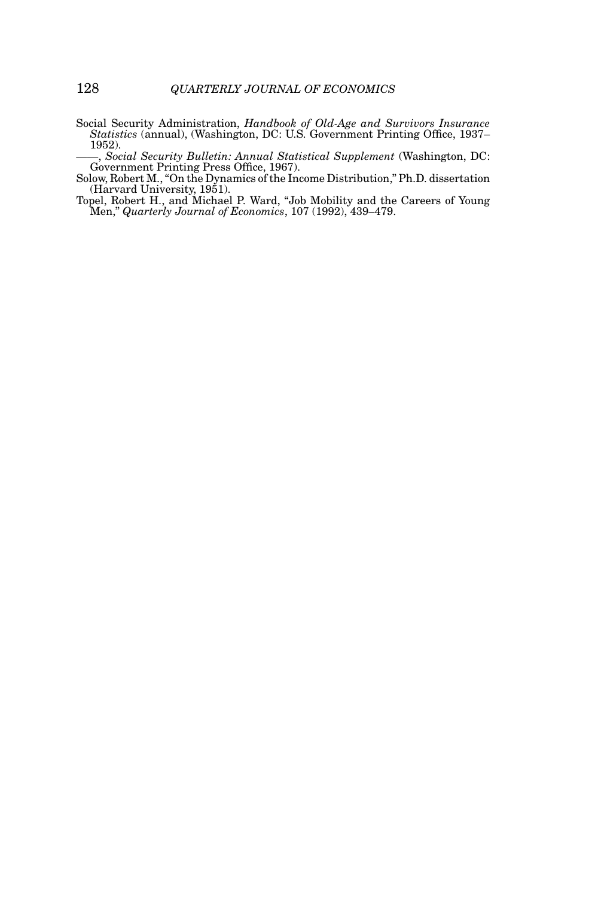Social Security Administration, *Handbook of Old-Age and Survivors Insurance Statistics* (annual), (Washington, DC: U.S. Government Printing Office, 1937–1952).

——, *Social Security Bulletin: Annual Statistical Supplement* (Washington, DC: Government Printing Press Office, 1967).

Solow, Robert M., "On the Dynamics of the Income Distribution," Ph.D. dissertation (Harvard University, 1951).

Topel, Robert H., and Michael P. Ward, "Job Mobility and the Careers of Young Men," *Quarterly Journal of Economics*, 107 (1992), 439–479.